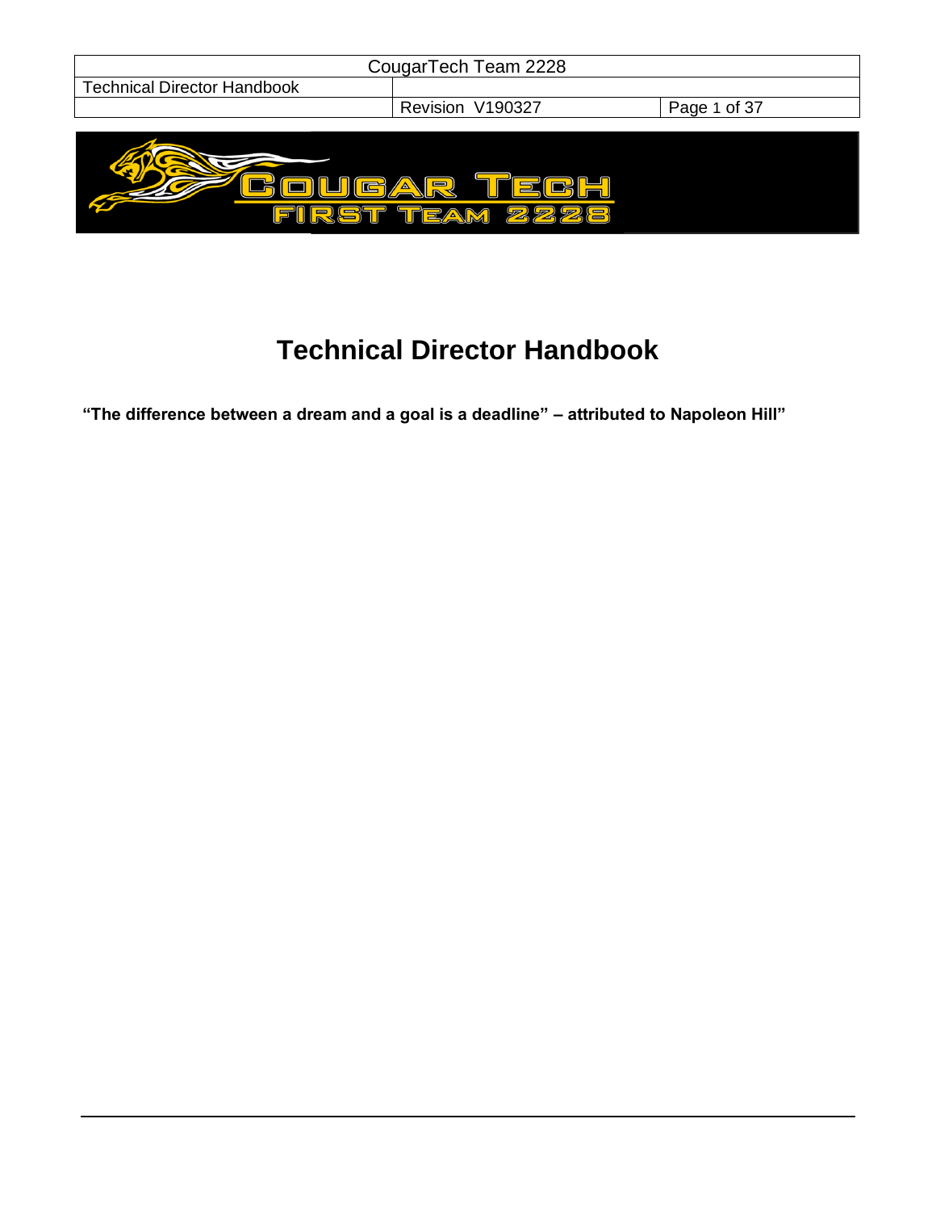# Technical Director Handbook

**"The difference between a dream and a goal is a deadline" – attributed to Napoleon Hill"**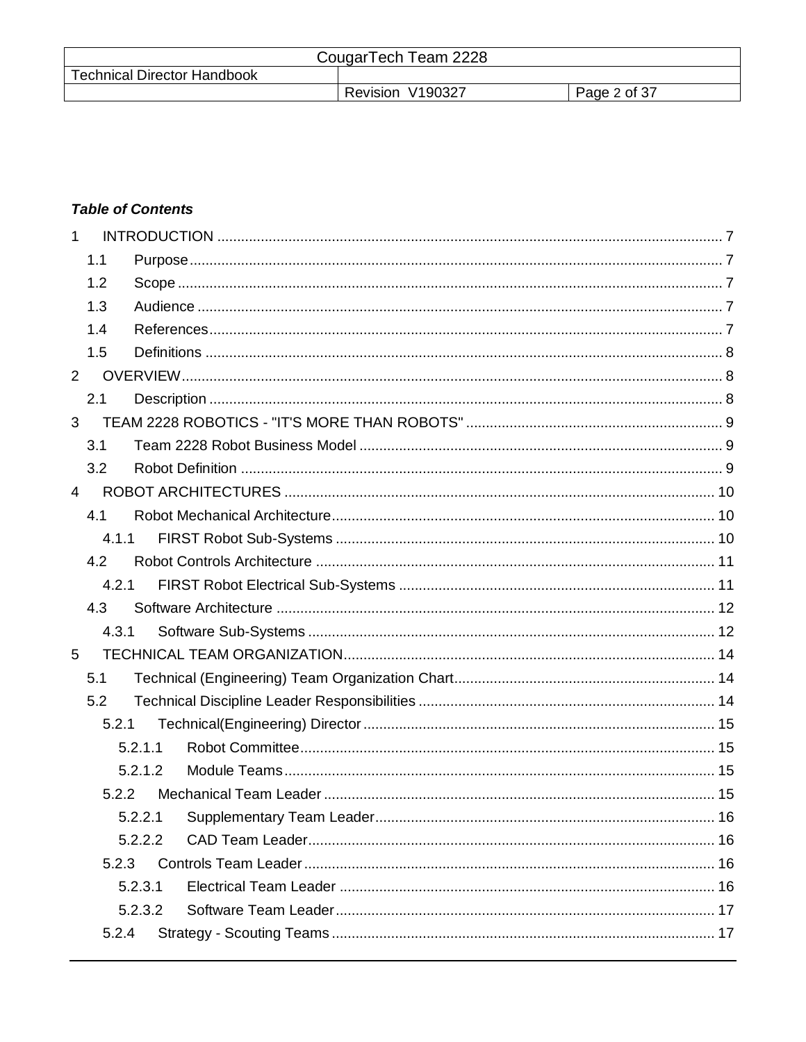***Table of Contents***

1 INTRODUCTION .............................................................................................................................. 7
  1.1 Purpose ...................................................................................................................................... 7
  1.2 Scope ......................................................................................................................................... 7
  1.3 Audience .................................................................................................................................... 7
  1.4 References ................................................................................................................................. 7
  1.5 Definitions .................................................................................................................................. 8
2 OVERVIEW ........................................................................................................................................ 8
  2.1 Description ................................................................................................................................. 8
3 TEAM 2228 ROBOTICS - "IT'S MORE THAN ROBOTS" ................................................................. 9
  3.1 Team 2228 Robot Business Model ........................................................................................... 9
  3.2 Robot Definition ......................................................................................................................... 9
4 ROBOT ARCHITECTURES ............................................................................................................ 10
  4.1 Robot Mechanical Architecture ................................................................................................ 10
    4.1.1 FIRST Robot Sub-Systems ............................................................................................... 10
  4.2 Robot Controls Architecture .................................................................................................... 11
    4.2.1 FIRST Robot Electrical Sub-Systems ............................................................................... 11
  4.3 Software Architecture .............................................................................................................. 12
    4.3.1 Software Sub-Systems ...................................................................................................... 12
5 TECHNICAL TEAM ORGANIZATION ............................................................................................. 14
  5.1 Technical (Engineering) Team Organization Chart ................................................................. 14
  5.2 Technical Discipline Leader Responsibilities ........................................................................... 14
    5.2.1 Technical(Engineering) Director ........................................................................................ 15
      5.2.1.1 Robot Committee ........................................................................................................ 15
      5.2.1.2 Module Teams ............................................................................................................ 15
    5.2.2 Mechanical Team Leader .................................................................................................. 15
      5.2.2.1 Supplementary Team Leader ..................................................................................... 16
      5.2.2.2 CAD Team Leader ...................................................................................................... 16
    5.2.3 Controls Team Leader ....................................................................................................... 16
      5.2.3.1 Electrical Team Leader .............................................................................................. 16
      5.2.3.2 Software Team Leader ............................................................................................... 17
    5.2.4 Strategy - Scouting Teams ................................................................................................ 17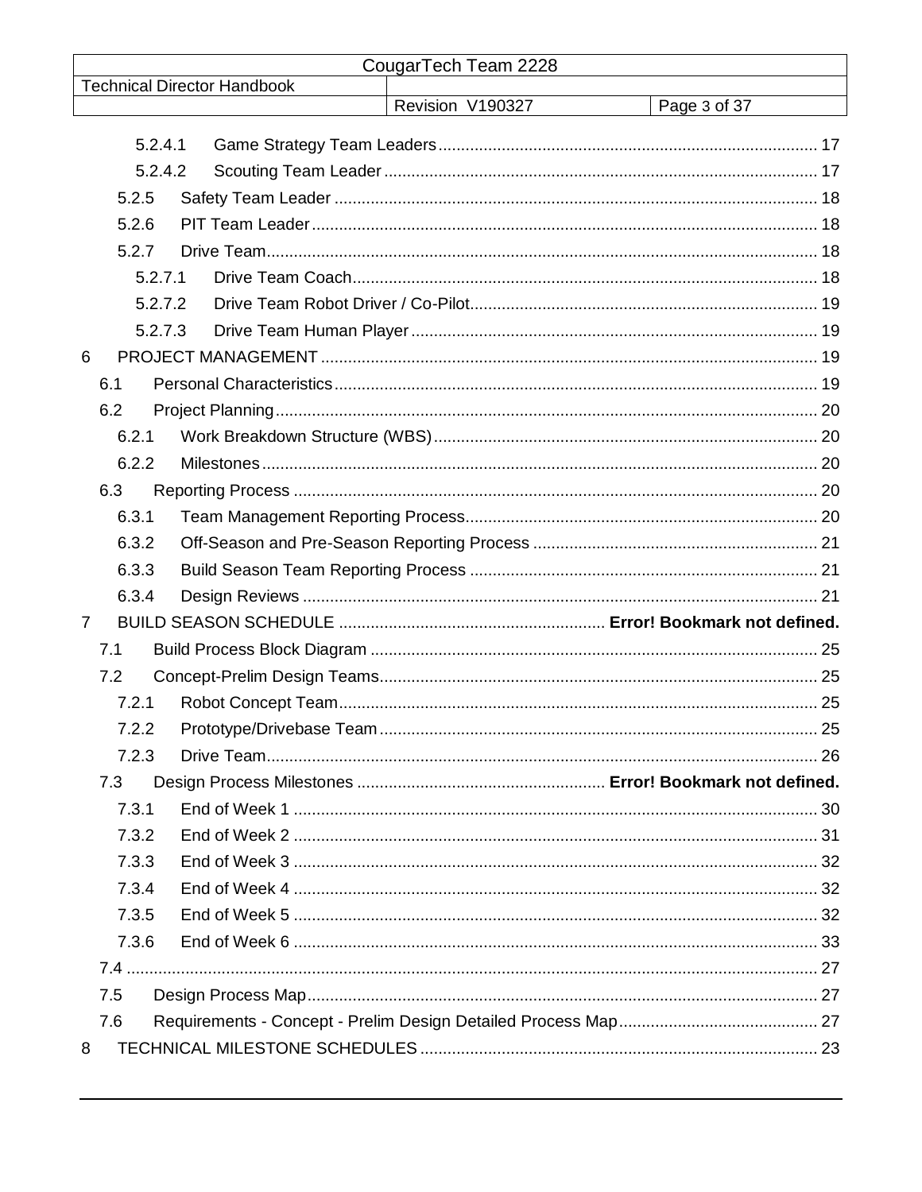5.2.4.1 Game Strategy Team Leaders ........ 17

5.2.4.2 Scouting Team Leader ........ 17

5.2.5 Safety Team Leader ........ 18

5.2.6 PIT Team Leader ........ 18

5.2.7 Drive Team ........ 18

5.2.7.1 Drive Team Coach ........ 18

5.2.7.2 Drive Team Robot Driver / Co-Pilot ........ 19

5.2.7.3 Drive Team Human Player ........ 19

6 PROJECT MANAGEMENT ........ 19

6.1 Personal Characteristics ........ 19

6.2 Project Planning ........ 20

6.2.1 Work Breakdown Structure (WBS) ........ 20

6.2.2 Milestones ........ 20

6.3 Reporting Process ........ 20

6.3.1 Team Management Reporting Process ........ 20

6.3.2 Off-Season and Pre-Season Reporting Process ........ 21

6.3.3 Build Season Team Reporting Process ........ 21

6.3.4 Design Reviews ........ 21

7 BUILD SEASON SCHEDULE ........ **Error! Bookmark not defined.**

7.1 Build Process Block Diagram ........ 25

7.2 Concept-Prelim Design Teams ........ 25

7.2.1 Robot Concept Team ........ 25

7.2.2 Prototype/Drivebase Team ........ 25

7.2.3 Drive Team ........ 26

7.3 Design Process Milestones ........ **Error! Bookmark not defined.**

7.3.1 End of Week 1 ........ 30

7.3.2 End of Week 2 ........ 31

7.3.3 End of Week 3 ........ 32

7.3.4 End of Week 4 ........ 32

7.3.5 End of Week 5 ........ 32

7.3.6 End of Week 6 ........ 33

7.4 ........ 27

7.5 Design Process Map ........ 27

7.6 Requirements - Concept - Prelim Design Detailed Process Map ........ 27

8 TECHNICAL MILESTONE SCHEDULES ........ 23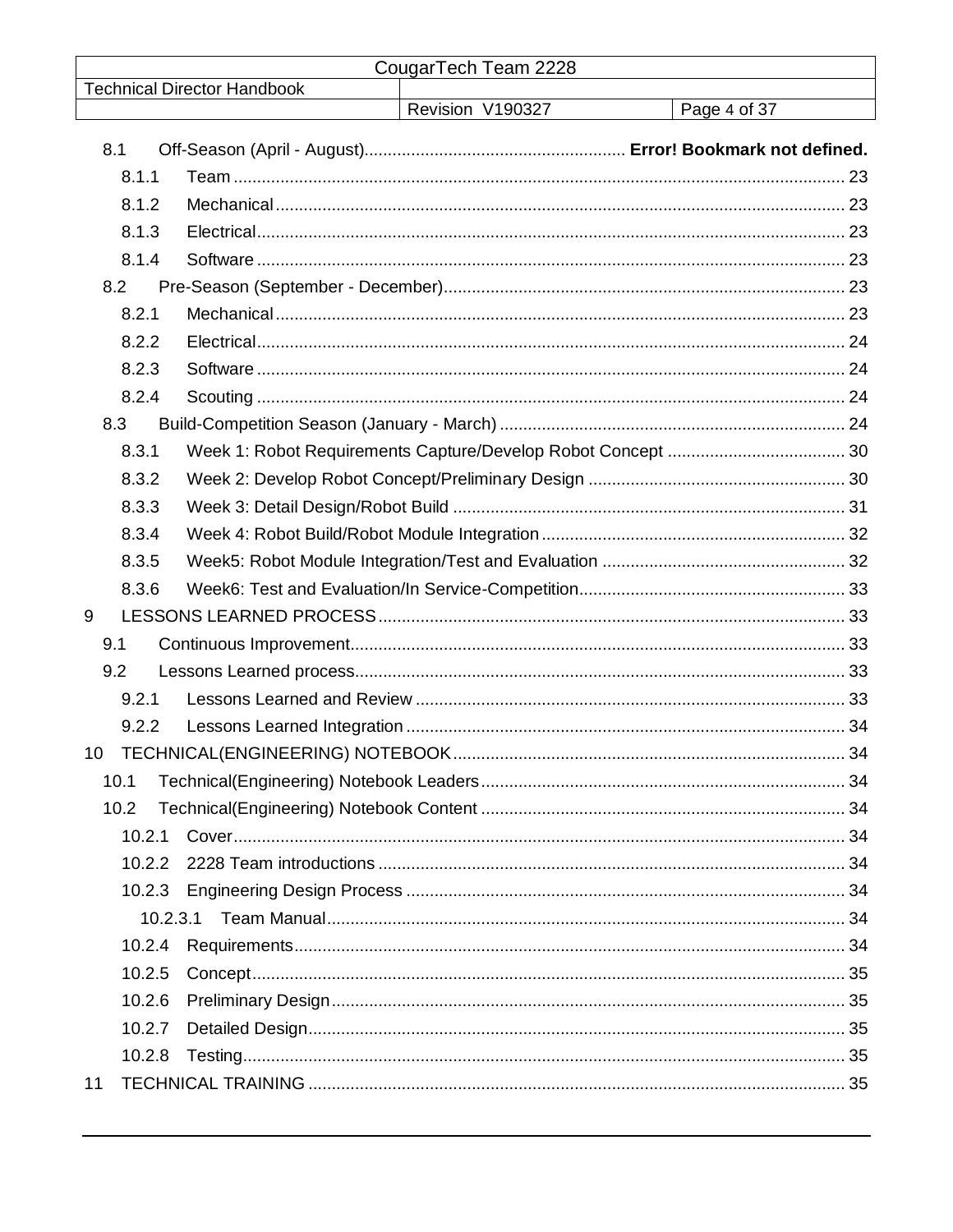8.1 Off-Season (April - August)....................................................... **Error! Bookmark not defined.**

8.1.1 Team ..................................................................................................................... 23

8.1.2 Mechanical ........................................................................................................... 23

8.1.3 Electrical............................................................................................................... 23

8.1.4 Software ............................................................................................................... 23

8.2 Pre-Season (September - December).................................................................... 23

8.2.1 Mechanical ........................................................................................................... 23

8.2.2 Electrical............................................................................................................... 24

8.2.3 Software ............................................................................................................... 24

8.2.4 Scouting ............................................................................................................... 24

8.3 Build-Competition Season (January - March) ......................................................... 24

8.3.1 Week 1: Robot Requirements Capture/Develop Robot Concept ...................................... 30

8.3.2 Week 2: Develop Robot Concept/Preliminary Design ...................................................... 30

8.3.3 Week 3: Detail Design/Robot Build ................................................................................... 31

8.3.4 Week 4: Robot Build/Robot Module Integration ................................................................ 32

8.3.5 Week5: Robot Module Integration/Test and Evaluation ................................................... 32

8.3.6 Week6: Test and Evaluation/In Service-Competition......................................................... 33

9 LESSONS LEARNED PROCESS ................................................................................... 33

9.1 Continuous Improvement......................................................................................... 33

9.2 Lessons Learned process........................................................................................ 33

9.2.1 Lessons Learned and Review ........................................................................................... 33

9.2.2 Lessons Learned Integration ............................................................................................. 34

10 TECHNICAL(ENGINEERING) NOTEBOOK ................................................................... 34

10.1 Technical(Engineering) Notebook Leaders ............................................................. 34

10.2 Technical(Engineering) Notebook Content ............................................................. 34

10.2.1 Cover................................................................................................................... 34

10.2.2 2228 Team introductions .................................................................................... 34

10.2.3 Engineering Design Process .............................................................................. 34

10.2.3.1 Team Manual............................................................................................... 34

10.2.4 Requirements...................................................................................................... 34

10.2.5 Concept............................................................................................................... 35

10.2.6 Preliminary Design.............................................................................................. 35

10.2.7 Detailed Design................................................................................................... 35

10.2.8 Testing................................................................................................................. 35

11 TECHNICAL TRAINING ................................................................................................. 35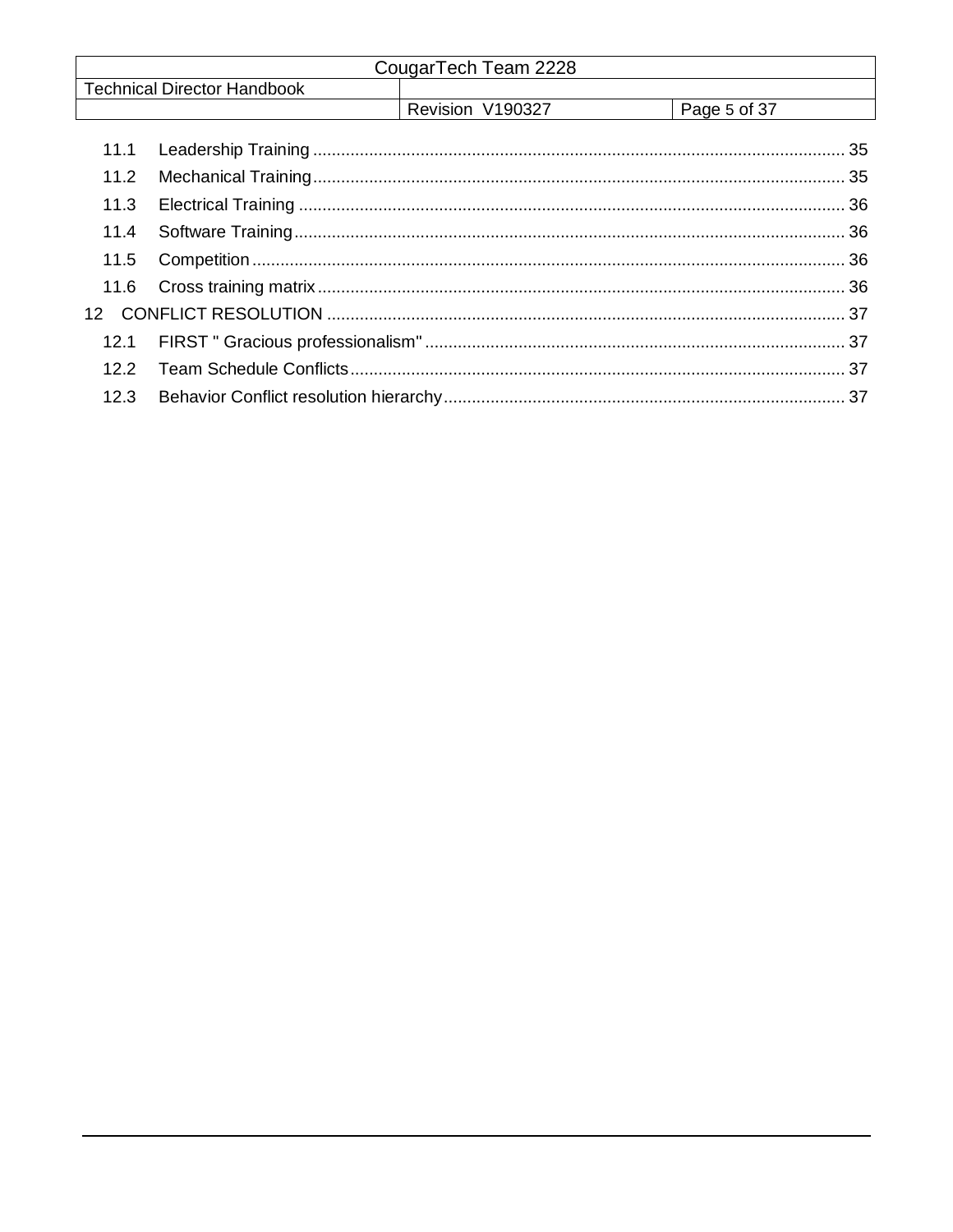11.1 Leadership Training ............................................................................................................. 35
11.2 Mechanical Training ............................................................................................................. 35
11.3 Electrical Training ............................................................................................................... 36
11.4 Software Training ................................................................................................................ 36
11.5 Competition ......................................................................................................................... 36
11.6 Cross training matrix ........................................................................................................... 36
12 CONFLICT RESOLUTION ......................................................................................................... 37
12.1 FIRST " Gracious professionalism" ..................................................................................... 37
12.2 Team Schedule Conflicts ..................................................................................................... 37
12.3 Behavior Conflict resolution hierarchy ................................................................................. 37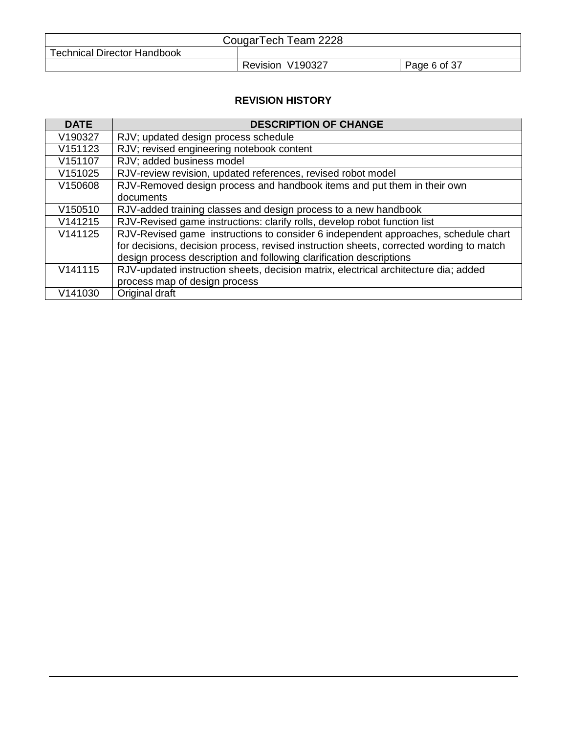## REVISION HISTORY

| DATE | DESCRIPTION OF CHANGE |
|---|---|
| V190327 | RJV; updated design process schedule |
| V151123 | RJV; revised engineering notebook content |
| V151107 | RJV; added business model |
| V151025 | RJV-review revision, updated references, revised robot model |
| V150608 | RJV-Removed design process and handbook items and put them in their own documents |
| V150510 | RJV-added training classes and design process to a new handbook |
| V141215 | RJV-Revised game instructions: clarify rolls, develop robot function list |
| V141125 | RJV-Revised game instructions to consider 6 independent approaches, schedule chart for decisions, decision process, revised instruction sheets, corrected wording to match design process description and following clarification descriptions |
| V141115 | RJV-updated instruction sheets, decision matrix, electrical architecture dia; added process map of design process |
| V141030 | Original draft |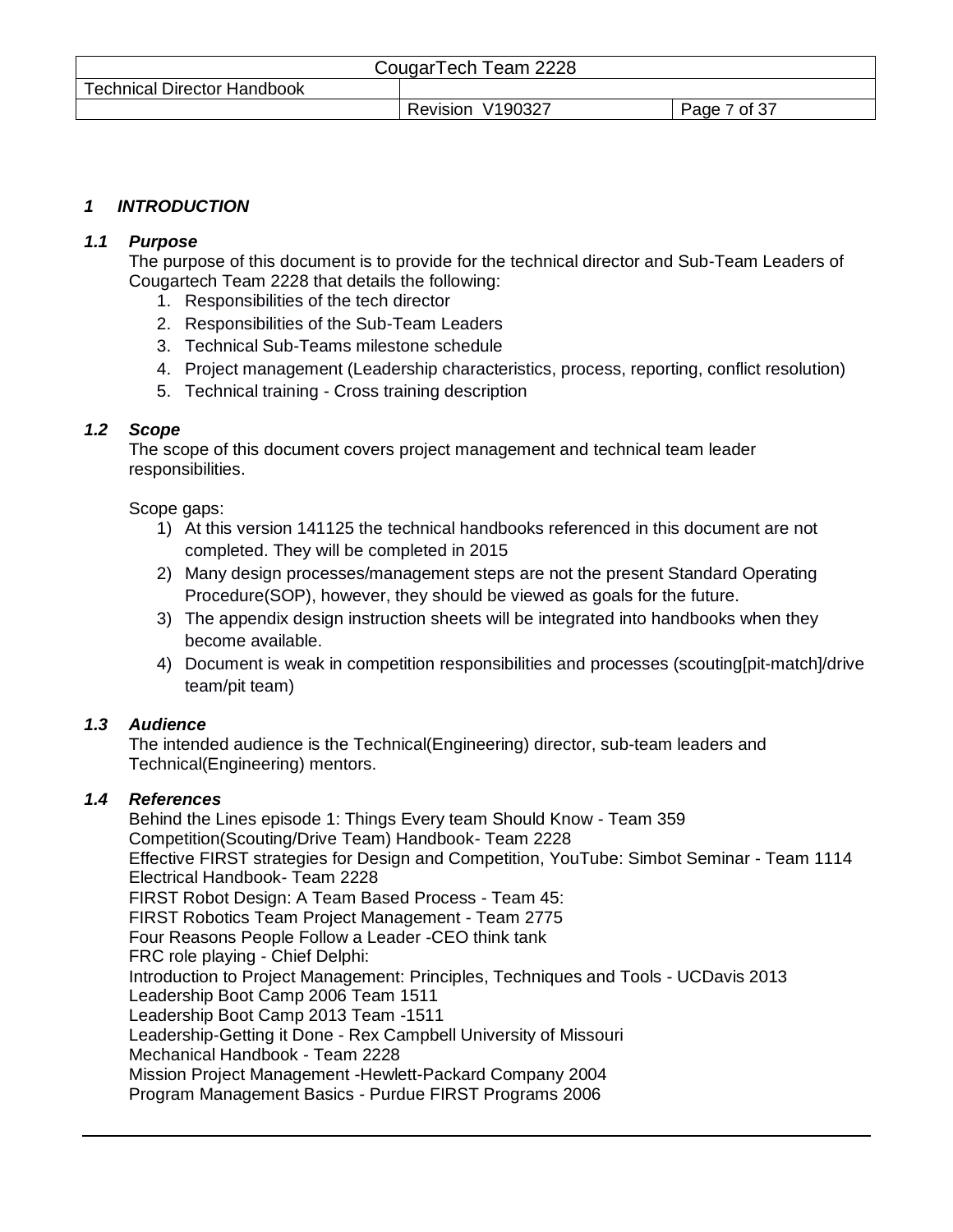# 1 INTRODUCTION

## 1.1 Purpose

The purpose of this document is to provide for the technical director and Sub-Team Leaders of Cougartech Team 2228 that details the following:

1. Responsibilities of the tech director
2. Responsibilities of the Sub-Team Leaders
3. Technical Sub-Teams milestone schedule
4. Project management (Leadership characteristics, process, reporting, conflict resolution)
5. Technical training - Cross training description

## 1.2 Scope

The scope of this document covers project management and technical team leader responsibilities.

Scope gaps:

1) At this version 141125 the technical handbooks referenced in this document are not completed. They will be completed in 2015
2) Many design processes/management steps are not the present Standard Operating Procedure(SOP), however, they should be viewed as goals for the future.
3) The appendix design instruction sheets will be integrated into handbooks when they become available.
4) Document is weak in competition responsibilities and processes (scouting[pit-match]/drive team/pit team)

## 1.3 Audience

The intended audience is the Technical(Engineering) director, sub-team leaders and Technical(Engineering) mentors.

## 1.4 References

Behind the Lines episode 1: Things Every team Should Know - Team 359
Competition(Scouting/Drive Team) Handbook- Team 2228
Effective FIRST strategies for Design and Competition, YouTube: Simbot Seminar - Team 1114
Electrical Handbook- Team 2228
FIRST Robot Design: A Team Based Process - Team 45:
FIRST Robotics Team Project Management - Team 2775
Four Reasons People Follow a Leader -CEO think tank
FRC role playing - Chief Delphi:
Introduction to Project Management: Principles, Techniques and Tools - UCDavis 2013
Leadership Boot Camp 2006 Team 1511
Leadership Boot Camp 2013 Team -1511
Leadership-Getting it Done - Rex Campbell University of Missouri
Mechanical Handbook - Team 2228
Mission Project Management -Hewlett-Packard Company 2004
Program Management Basics - Purdue FIRST Programs 2006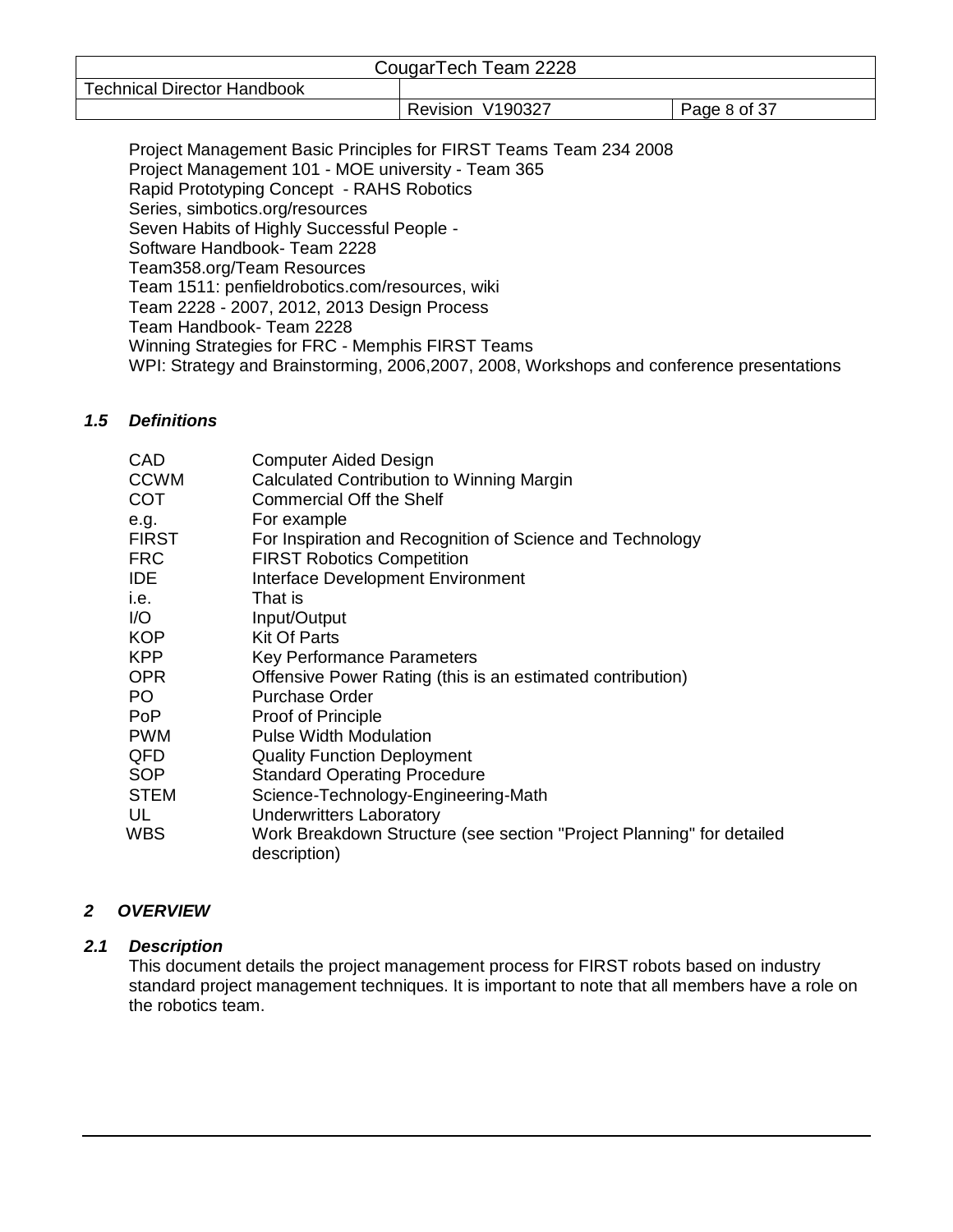Project Management Basic Principles for FIRST Teams Team 234 2008
Project Management 101 - MOE university - Team 365
Rapid Prototyping Concept - RAHS Robotics
Series, simbotics.org/resources
Seven Habits of Highly Successful People -
Software Handbook- Team 2228
Team358.org/Team Resources
Team 1511: penfieldrobotics.com/resources, wiki
Team 2228 - 2007, 2012, 2013 Design Process
Team Handbook- Team 2228
Winning Strategies for FRC - Memphis FIRST Teams
WPI: Strategy and Brainstorming, 2006,2007, 2008, Workshops and conference presentations

### *1.5 Definitions*

| | |
|---|---|
| CAD | Computer Aided Design |
| CCWM | Calculated Contribution to Winning Margin |
| COT | Commercial Off the Shelf |
| e.g. | For example |
| FIRST | For Inspiration and Recognition of Science and Technology |
| FRC | FIRST Robotics Competition |
| IDE | Interface Development Environment |
| i.e. | That is |
| I/O | Input/Output |
| KOP | Kit Of Parts |
| KPP | Key Performance Parameters |
| OPR | Offensive Power Rating (this is an estimated contribution) |
| PO | Purchase Order |
| PoP | Proof of Principle |
| PWM | Pulse Width Modulation |
| QFD | Quality Function Deployment |
| SOP | Standard Operating Procedure |
| STEM | Science-Technology-Engineering-Math |
| UL | Underwritters Laboratory |
| WBS | Work Breakdown Structure (see section "Project Planning" for detailed description) |

## *2 OVERVIEW*

### *2.1 Description*

This document details the project management process for FIRST robots based on industry standard project management techniques. It is important to note that all members have a role on the robotics team.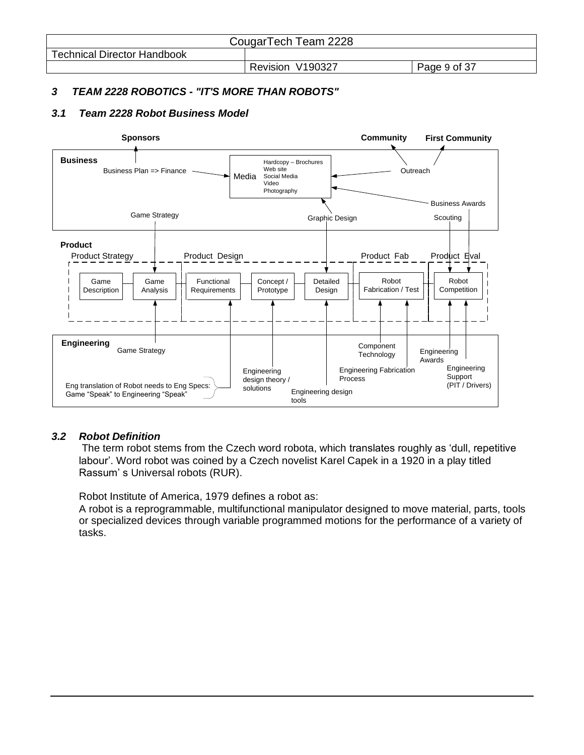### 3 TEAM 2228 ROBOTICS - "IT'S MORE THAN ROBOTS"

#### 3.1 Team 2228 Robot Business Model

Sponsors — Community — First Community

**Business**

Business Plan => Finance → Media (Hardcopy – Brochures, Web site, Social Media, Video, Photography) ← Outreach ← Business Awards ← Graphic Design

Game Strategy — Scouting

**Product**

Product Strategy: Game Description — Game Analysis

Product Design: Functional Requirements — Concept / Prototype — Detailed Design

Product Fab: Robot Fabrication / Test

Product Eval: Robot Competition

**Engineering**

Game Strategy

Eng translation of Robot needs to Eng Specs: Game "Speak" to Engineering "Speak"

Engineering design theory / solutions

Engineering design tools

Component Technology

Engineering Fabrication Process

Engineering Awards

Engineering Support (PIT / Drivers)

#### 3.2 Robot Definition

The term robot stems from the Czech word robota, which translates roughly as 'dull, repetitive labour'. Word robot was coined by a Czech novelist Karel Capek in a 1920 in a play titled Rassum' s Universal robots (RUR).

Robot Institute of America, 1979 defines a robot as:
A robot is a reprogrammable, multifunctional manipulator designed to move material, parts, tools or specialized devices through variable programmed motions for the performance of a variety of tasks.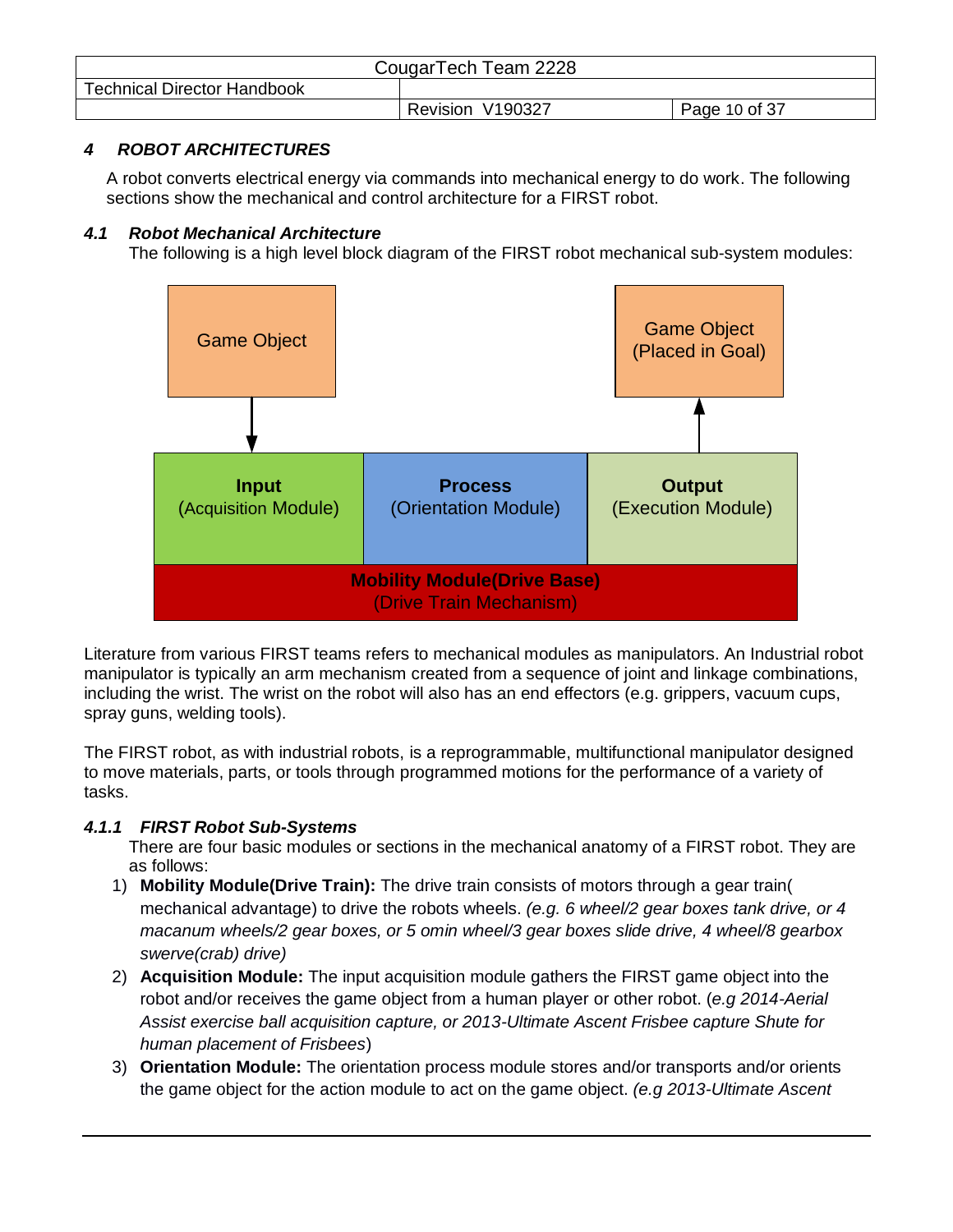# 4 ROBOT ARCHITECTURES

A robot converts electrical energy via commands into mechanical energy to do work. The following sections show the mechanical and control architecture for a FIRST robot.

## 4.1 Robot Mechanical Architecture

The following is a high level block diagram of the FIRST robot mechanical sub-system modules:

Game Object

Game Object (Placed in Goal)

**Input** (Acquisition Module)

**Process** (Orientation Module)

**Output** (Execution Module)

**Mobility Module(Drive Base)** (Drive Train Mechanism)

Literature from various FIRST teams refers to mechanical modules as manipulators. An Industrial robot manipulator is typically an arm mechanism created from a sequence of joint and linkage combinations, including the wrist. The wrist on the robot will also has an end effectors (e.g. grippers, vacuum cups, spray guns, welding tools).

The FIRST robot, as with industrial robots, is a reprogrammable, multifunctional manipulator designed to move materials, parts, or tools through programmed motions for the performance of a variety of tasks.

### 4.1.1 FIRST Robot Sub-Systems

There are four basic modules or sections in the mechanical anatomy of a FIRST robot. They are as follows:

1) **Mobility Module(Drive Train):** The drive train consists of motors through a gear train( mechanical advantage) to drive the robots wheels. *(e.g. 6 wheel/2 gear boxes tank drive, or 4 macanum wheels/2 gear boxes, or 5 omin wheel/3 gear boxes slide drive, 4 wheel/8 gearbox swerve(crab) drive)*
2) **Acquisition Module:** The input acquisition module gathers the FIRST game object into the robot and/or receives the game object from a human player or other robot. (*e.g 2014-Aerial Assist exercise ball acquisition capture, or 2013-Ultimate Ascent Frisbee capture Shute for human placement of Frisbees*)
3) **Orientation Module:** The orientation process module stores and/or transports and/or orients the game object for the action module to act on the game object. *(e.g 2013-Ultimate Ascent*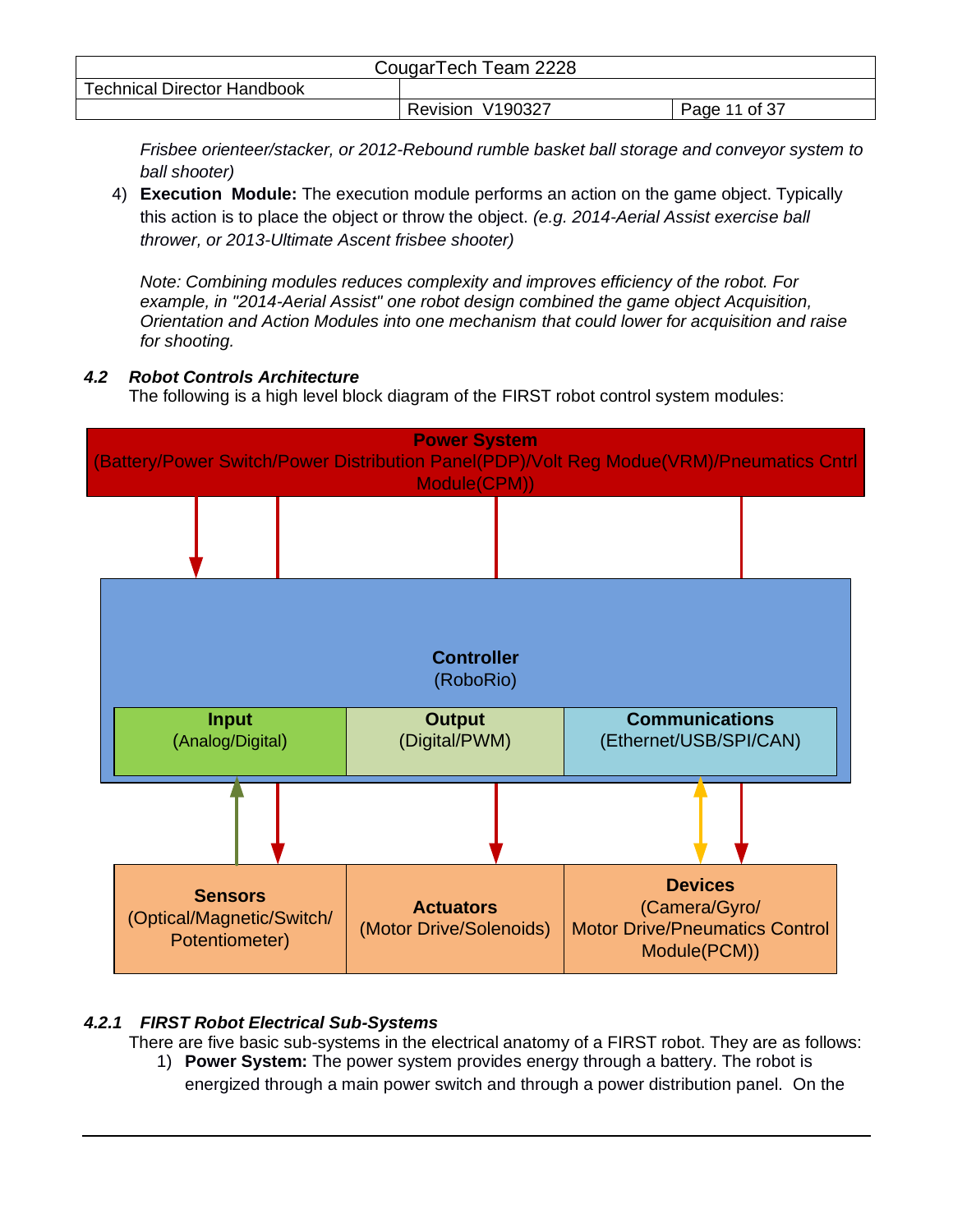*Frisbee orienteer/stacker, or 2012-Rebound rumble basket ball storage and conveyor system to ball shooter)*

4) **Execution Module:** The execution module performs an action on the game object. Typically this action is to place the object or throw the object. *(e.g. 2014-Aerial Assist exercise ball thrower, or 2013-Ultimate Ascent frisbee shooter)*

*Note: Combining modules reduces complexity and improves efficiency of the robot. For example, in "2014-Aerial Assist" one robot design combined the game object Acquisition, Orientation and Action Modules into one mechanism that could lower for acquisition and raise for shooting.*

### *4.2 Robot Controls Architecture*

The following is a high level block diagram of the FIRST robot control system modules:

**Power System**
(Battery/Power Switch/Power Distribution Panel(PDP)/Volt Reg Modue(VRM)/Pneumatics Cntrl Module(CPM))

**Controller**
(RoboRio)

**Input**
(Analog/Digital)

**Output**
(Digital/PWM)

**Communications**
(Ethernet/USB/SPI/CAN)

**Sensors**
(Optical/Magnetic/Switch/Potentiometer)

**Actuators**
(Motor Drive/Solenoids)

**Devices**
(Camera/Gyro/Motor Drive/Pneumatics Control Module(PCM))

#### *4.2.1 FIRST Robot Electrical Sub-Systems*

There are five basic sub-systems in the electrical anatomy of a FIRST robot. They are as follows:

1) **Power System:** The power system provides energy through a battery. The robot is energized through a main power switch and through a power distribution panel. On the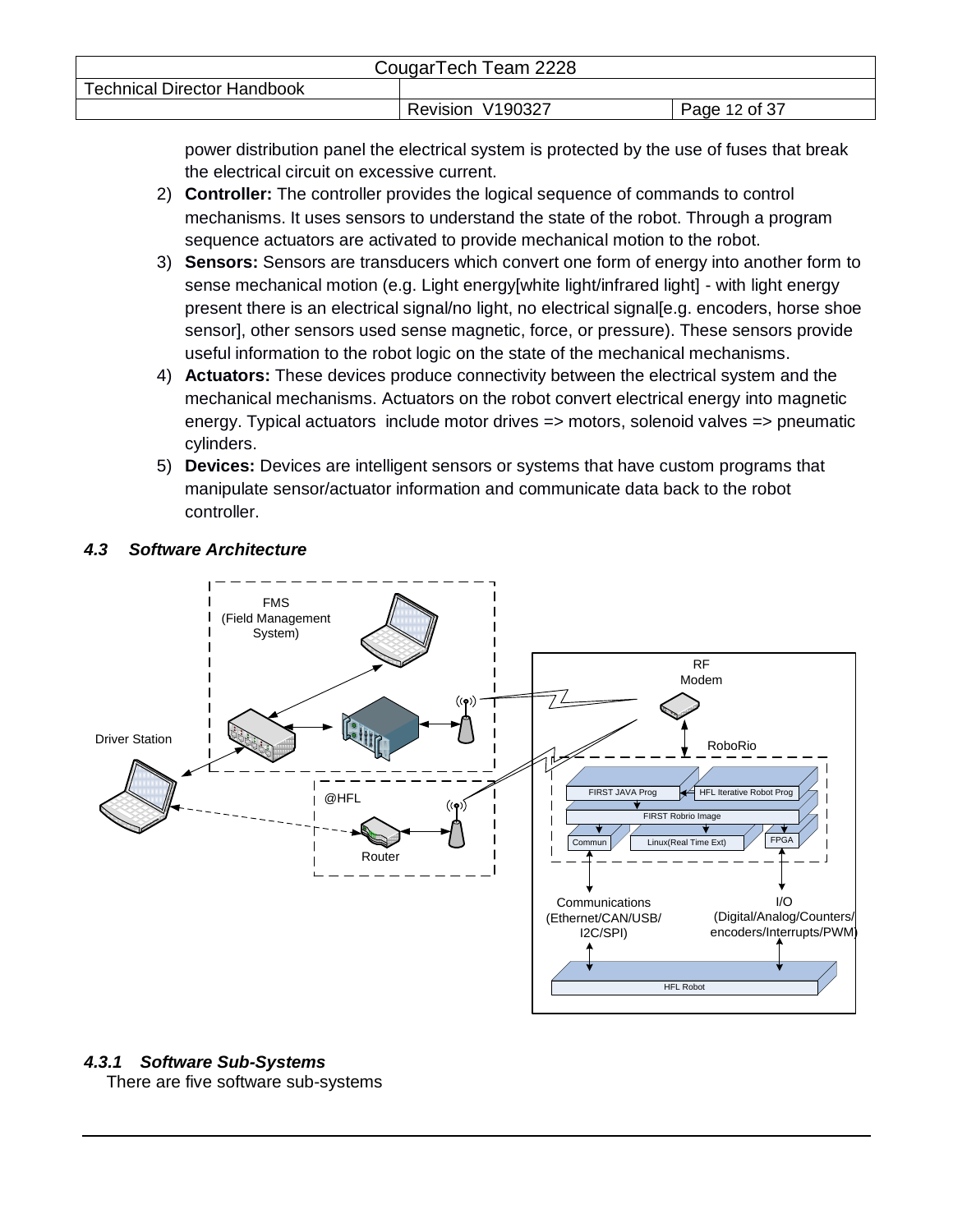power distribution panel the electrical system is protected by the use of fuses that break the electrical circuit on excessive current.

2) **Controller:** The controller provides the logical sequence of commands to control mechanisms. It uses sensors to understand the state of the robot. Through a program sequence actuators are activated to provide mechanical motion to the robot.
3) **Sensors:** Sensors are transducers which convert one form of energy into another form to sense mechanical motion (e.g. Light energy[white light/infrared light] - with light energy present there is an electrical signal/no light, no electrical signal[e.g. encoders, horse shoe sensor], other sensors used sense magnetic, force, or pressure). These sensors provide useful information to the robot logic on the state of the mechanical mechanisms.
4) **Actuators:** These devices produce connectivity between the electrical system and the mechanical mechanisms. Actuators on the robot convert electrical energy into magnetic energy. Typical actuators include motor drives => motors, solenoid valves => pneumatic cylinders.
5) **Devices:** Devices are intelligent sensors or systems that have custom programs that manipulate sensor/actuator information and communicate data back to the robot controller.

### *4.3 Software Architecture*

FMS (Field Management System)

Driver Station

@HFL

Router

RF Modem

RoboRio

FIRST JAVA Prog | HFL Iterative Robot Prog | FIRST Robrio Image | Commun | Linux(Real Time Ext) | FPGA

Communications (Ethernet/CAN/USB/I2C/SPI)

I/O (Digital/Analog/Counters/encoders/Interrupts/PWM)

HFL Robot

#### *4.3.1 Software Sub-Systems*

There are five software sub-systems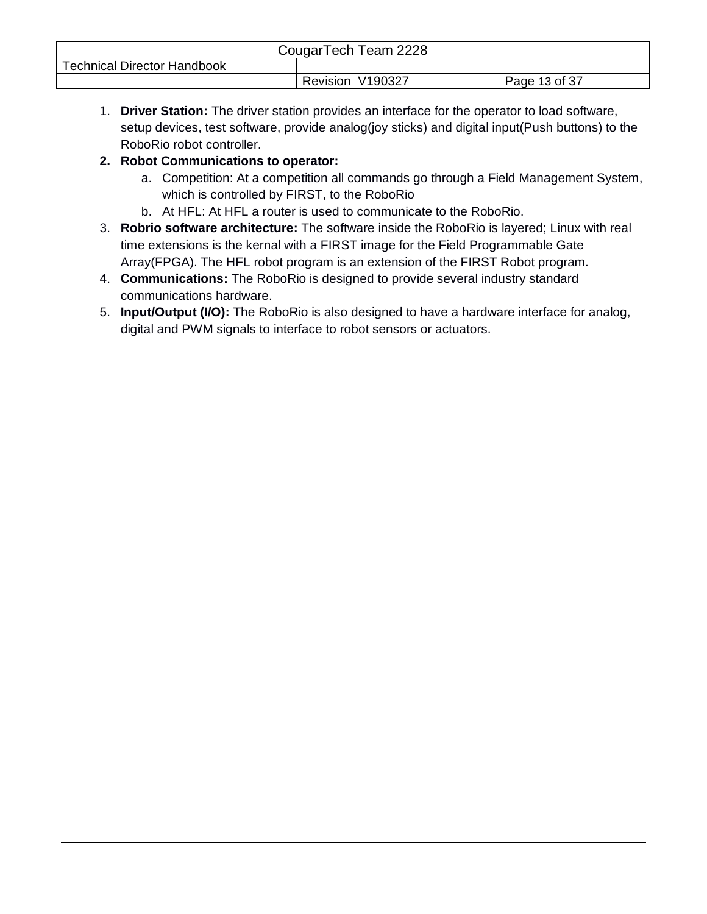1. **Driver Station:** The driver station provides an interface for the operator to load software, setup devices, test software, provide analog(joy sticks) and digital input(Push buttons) to the RoboRio robot controller.
2. **Robot Communications to operator:**
   a. Competition: At a competition all commands go through a Field Management System, which is controlled by FIRST, to the RoboRio
   b. At HFL: At HFL a router is used to communicate to the RoboRio.
3. **Robrio software architecture:** The software inside the RoboRio is layered; Linux with real time extensions is the kernal with a FIRST image for the Field Programmable Gate Array(FPGA). The HFL robot program is an extension of the FIRST Robot program.
4. **Communications:** The RoboRio is designed to provide several industry standard communications hardware.
5. **Input/Output (I/O):** The RoboRio is also designed to have a hardware interface for analog, digital and PWM signals to interface to robot sensors or actuators.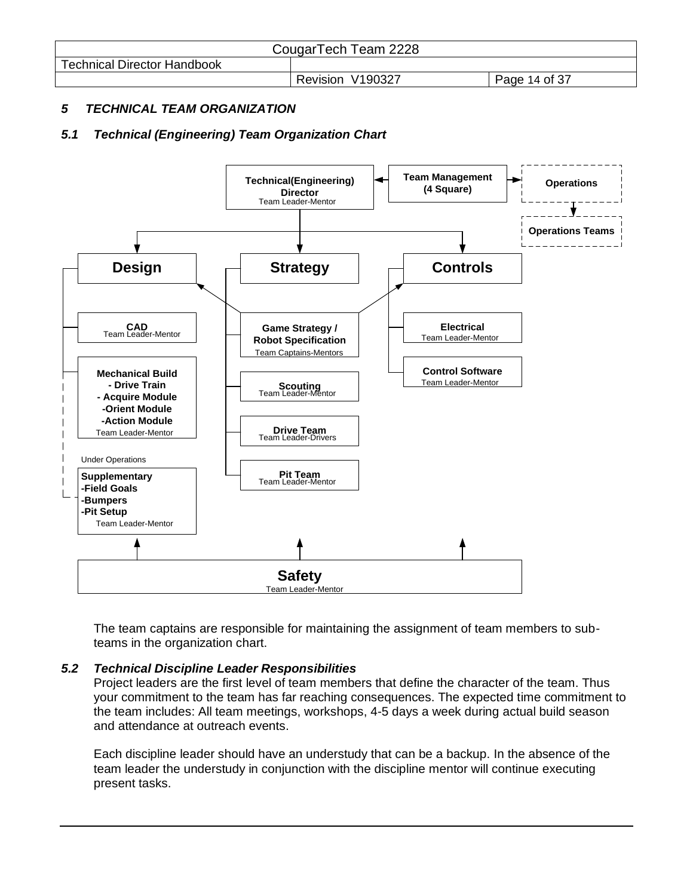## 5 TECHNICAL TEAM ORGANIZATION

### 5.1 Technical (Engineering) Team Organization Chart

Technical(Engineering) Director
Team Leader-Mentor

Team Management (4 Square)

Operations

Operations Teams

**Design**

- CAD
  Team Leader-Mentor
- Mechanical Build
  - Drive Train
  - Acquire Module
  - Orient Module
  - Action Module
  Team Leader-Mentor
- Under Operations
  Supplementary
  - Field Goals
  - Bumpers
  - Pit Setup
  Team Leader-Mentor

**Strategy**

- Game Strategy / Robot Specification
  Team Captains-Mentors
- Scouting
  Team Leader-Mentor
- Drive Team
  Team Leader-Drivers
- Pit Team
  Team Leader-Mentor

**Controls**

- Electrical
  Team Leader-Mentor
- Control Software
  Team Leader-Mentor

**Safety**
Team Leader-Mentor

The team captains are responsible for maintaining the assignment of team members to sub-teams in the organization chart.

### 5.2 Technical Discipline Leader Responsibilities

Project leaders are the first level of team members that define the character of the team. Thus your commitment to the team has far reaching consequences. The expected time commitment to the team includes: All team meetings, workshops, 4-5 days a week during actual build season and attendance at outreach events.

Each discipline leader should have an understudy that can be a backup. In the absence of the team leader the understudy in conjunction with the discipline mentor will continue executing present tasks.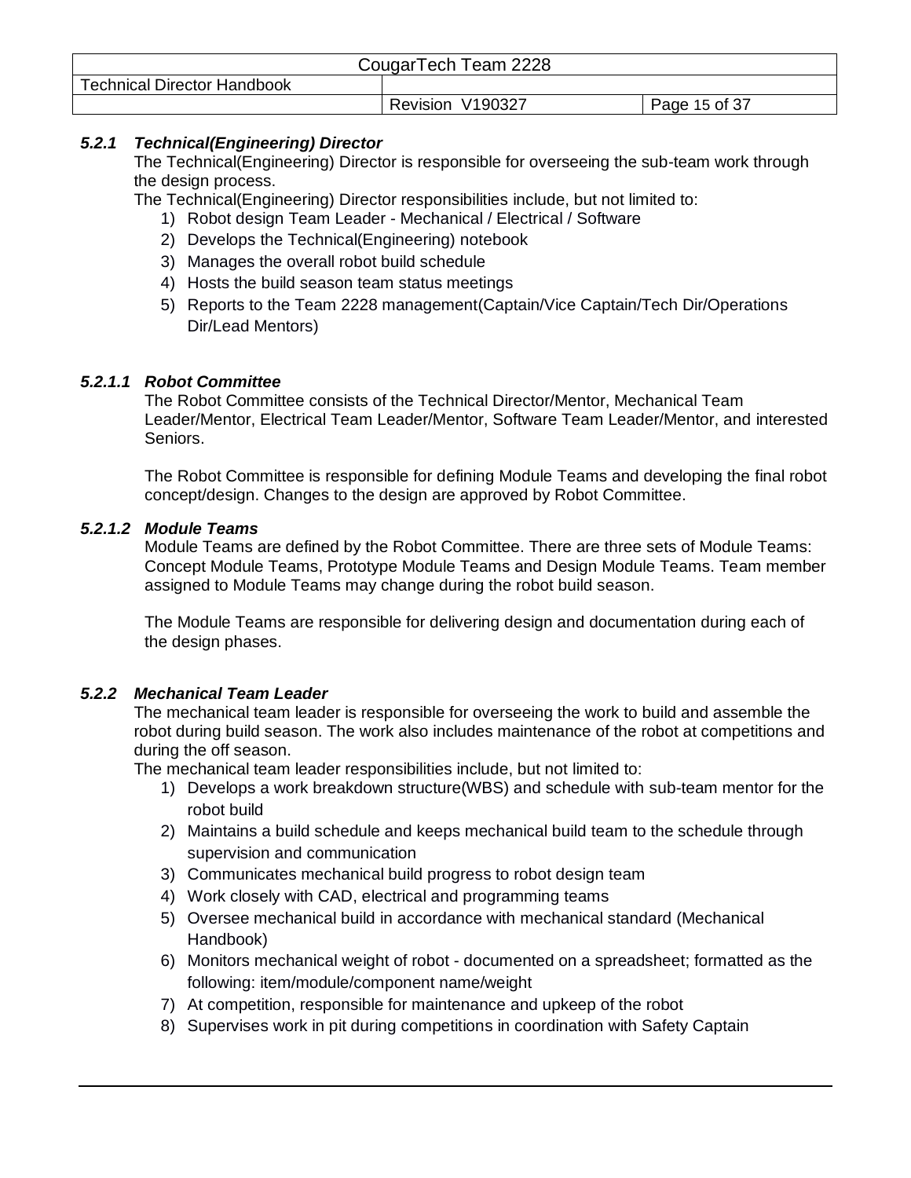### *5.2.1 Technical(Engineering) Director*

The Technical(Engineering) Director is responsible for overseeing the sub-team work through the design process.

The Technical(Engineering) Director responsibilities include, but not limited to:

1) Robot design Team Leader - Mechanical / Electrical / Software
2) Develops the Technical(Engineering) notebook
3) Manages the overall robot build schedule
4) Hosts the build season team status meetings
5) Reports to the Team 2228 management(Captain/Vice Captain/Tech Dir/Operations Dir/Lead Mentors)

#### *5.2.1.1 Robot Committee*

The Robot Committee consists of the Technical Director/Mentor, Mechanical Team Leader/Mentor, Electrical Team Leader/Mentor, Software Team Leader/Mentor, and interested Seniors.

The Robot Committee is responsible for defining Module Teams and developing the final robot concept/design. Changes to the design are approved by Robot Committee.

#### *5.2.1.2 Module Teams*

Module Teams are defined by the Robot Committee. There are three sets of Module Teams: Concept Module Teams, Prototype Module Teams and Design Module Teams. Team member assigned to Module Teams may change during the robot build season.

The Module Teams are responsible for delivering design and documentation during each of the design phases.

### *5.2.2 Mechanical Team Leader*

The mechanical team leader is responsible for overseeing the work to build and assemble the robot during build season. The work also includes maintenance of the robot at competitions and during the off season.

The mechanical team leader responsibilities include, but not limited to:

1) Develops a work breakdown structure(WBS) and schedule with sub-team mentor for the robot build
2) Maintains a build schedule and keeps mechanical build team to the schedule through supervision and communication
3) Communicates mechanical build progress to robot design team
4) Work closely with CAD, electrical and programming teams
5) Oversee mechanical build in accordance with mechanical standard (Mechanical Handbook)
6) Monitors mechanical weight of robot - documented on a spreadsheet; formatted as the following: item/module/component name/weight
7) At competition, responsible for maintenance and upkeep of the robot
8) Supervises work in pit during competitions in coordination with Safety Captain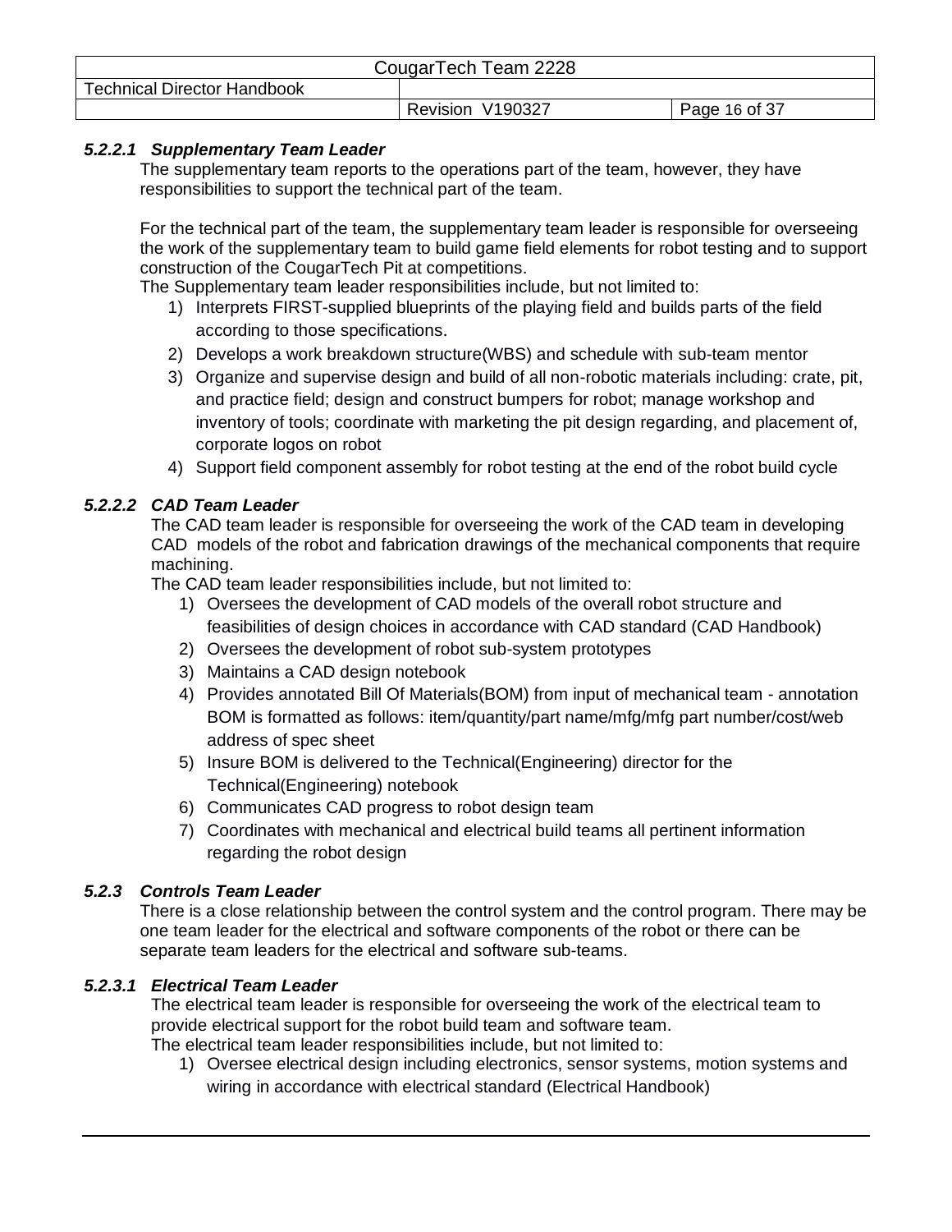#### *5.2.2.1 Supplementary Team Leader*

The supplementary team reports to the operations part of the team, however, they have responsibilities to support the technical part of the team.

For the technical part of the team, the supplementary team leader is responsible for overseeing the work of the supplementary team to build game field elements for robot testing and to support construction of the CougarTech Pit at competitions.

The Supplementary team leader responsibilities include, but not limited to:

1) Interprets FIRST-supplied blueprints of the playing field and builds parts of the field according to those specifications.
2) Develops a work breakdown structure(WBS) and schedule with sub-team mentor
3) Organize and supervise design and build of all non-robotic materials including: crate, pit, and practice field; design and construct bumpers for robot; manage workshop and inventory of tools; coordinate with marketing the pit design regarding, and placement of, corporate logos on robot
4) Support field component assembly for robot testing at the end of the robot build cycle

#### *5.2.2.2 CAD Team Leader*

The CAD team leader is responsible for overseeing the work of the CAD team in developing CAD models of the robot and fabrication drawings of the mechanical components that require machining.

The CAD team leader responsibilities include, but not limited to:

1) Oversees the development of CAD models of the overall robot structure and feasibilities of design choices in accordance with CAD standard (CAD Handbook)
2) Oversees the development of robot sub-system prototypes
3) Maintains a CAD design notebook
4) Provides annotated Bill Of Materials(BOM) from input of mechanical team - annotation BOM is formatted as follows: item/quantity/part name/mfg/mfg part number/cost/web address of spec sheet
5) Insure BOM is delivered to the Technical(Engineering) director for the Technical(Engineering) notebook
6) Communicates CAD progress to robot design team
7) Coordinates with mechanical and electrical build teams all pertinent information regarding the robot design

### *5.2.3 Controls Team Leader*

There is a close relationship between the control system and the control program. There may be one team leader for the electrical and software components of the robot or there can be separate team leaders for the electrical and software sub-teams.

#### *5.2.3.1 Electrical Team Leader*

The electrical team leader is responsible for overseeing the work of the electrical team to provide electrical support for the robot build team and software team.

The electrical team leader responsibilities include, but not limited to:

1) Oversee electrical design including electronics, sensor systems, motion systems and wiring in accordance with electrical standard (Electrical Handbook)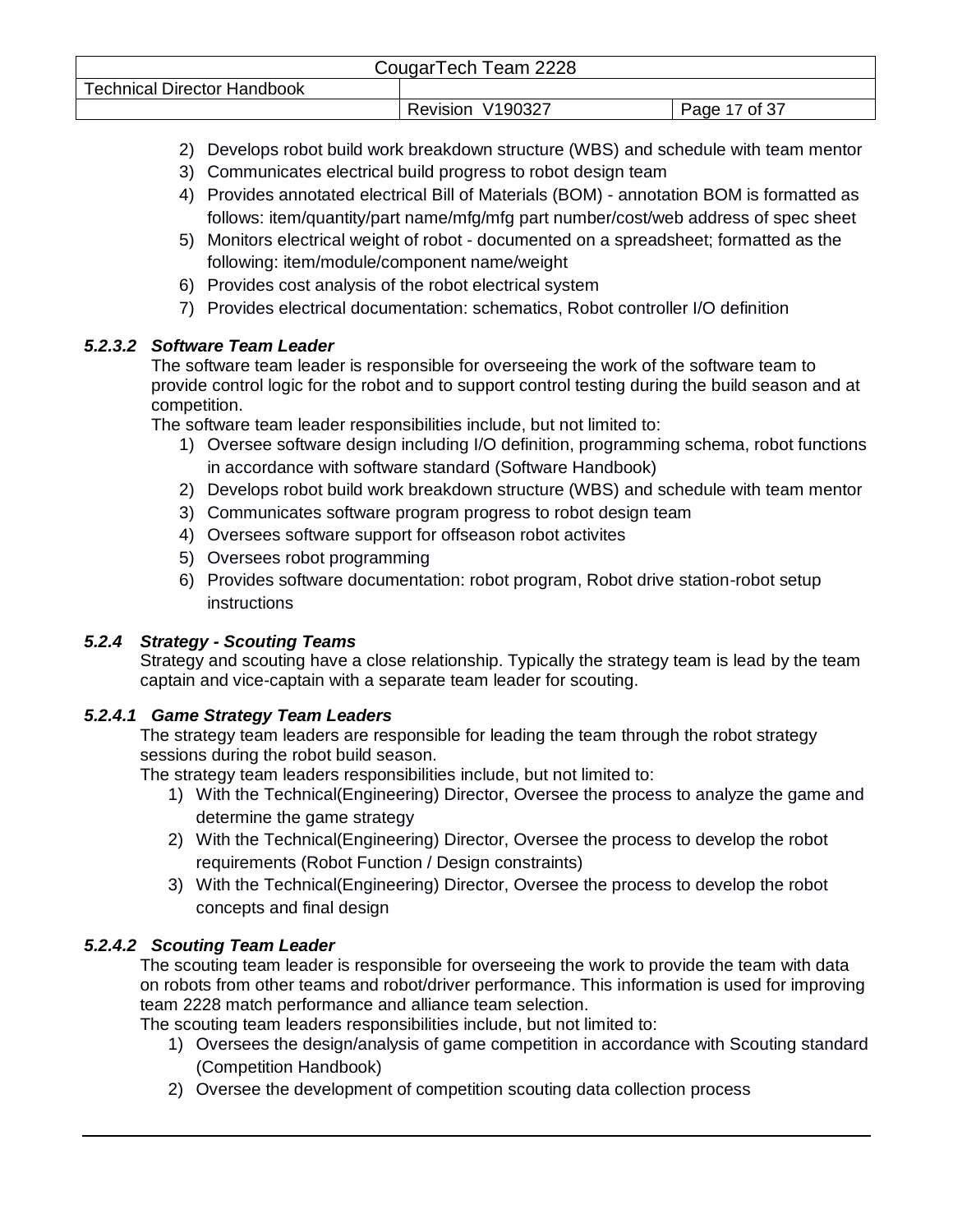2) Develops robot build work breakdown structure (WBS) and schedule with team mentor
3) Communicates electrical build progress to robot design team
4) Provides annotated electrical Bill of Materials (BOM) - annotation BOM is formatted as follows: item/quantity/part name/mfg/mfg part number/cost/web address of spec sheet
5) Monitors electrical weight of robot - documented on a spreadsheet; formatted as the following: item/module/component name/weight
6) Provides cost analysis of the robot electrical system
7) Provides electrical documentation: schematics, Robot controller I/O definition

#### *5.2.3.2 Software Team Leader*

The software team leader is responsible for overseeing the work of the software team to provide control logic for the robot and to support control testing during the build season and at competition.

The software team leader responsibilities include, but not limited to:

1) Oversee software design including I/O definition, programming schema, robot functions in accordance with software standard (Software Handbook)
2) Develops robot build work breakdown structure (WBS) and schedule with team mentor
3) Communicates software program progress to robot design team
4) Oversees software support for offseason robot activites
5) Oversees robot programming
6) Provides software documentation: robot program, Robot drive station-robot setup instructions

### *5.2.4 Strategy - Scouting Teams*

Strategy and scouting have a close relationship. Typically the strategy team is lead by the team captain and vice-captain with a separate team leader for scouting.

#### *5.2.4.1 Game Strategy Team Leaders*

The strategy team leaders are responsible for leading the team through the robot strategy sessions during the robot build season.

The strategy team leaders responsibilities include, but not limited to:

1) With the Technical(Engineering) Director, Oversee the process to analyze the game and determine the game strategy
2) With the Technical(Engineering) Director, Oversee the process to develop the robot requirements (Robot Function / Design constraints)
3) With the Technical(Engineering) Director, Oversee the process to develop the robot concepts and final design

#### *5.2.4.2 Scouting Team Leader*

The scouting team leader is responsible for overseeing the work to provide the team with data on robots from other teams and robot/driver performance. This information is used for improving team 2228 match performance and alliance team selection.

The scouting team leaders responsibilities include, but not limited to:

1) Oversees the design/analysis of game competition in accordance with Scouting standard (Competition Handbook)
2) Oversee the development of competition scouting data collection process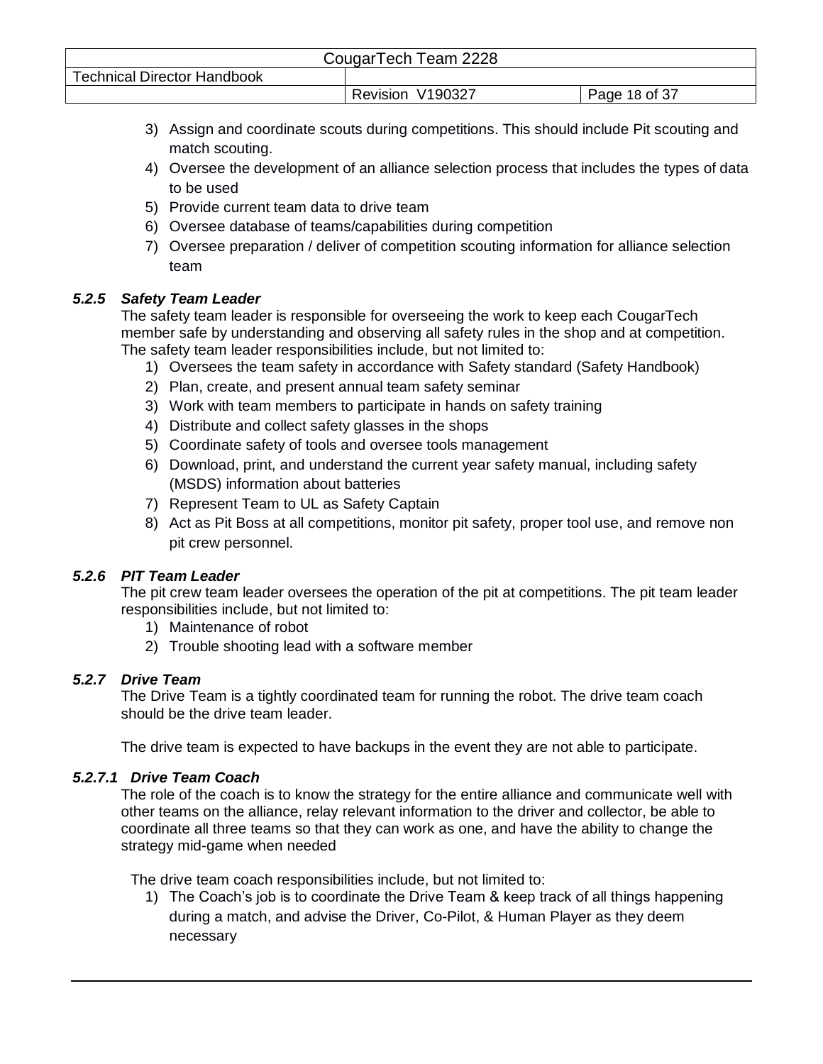3) Assign and coordinate scouts during competitions. This should include Pit scouting and match scouting.
4) Oversee the development of an alliance selection process that includes the types of data to be used
5) Provide current team data to drive team
6) Oversee database of teams/capabilities during competition
7) Oversee preparation / deliver of competition scouting information for alliance selection team

#### *5.2.5 Safety Team Leader*

The safety team leader is responsible for overseeing the work to keep each CougarTech member safe by understanding and observing all safety rules in the shop and at competition. The safety team leader responsibilities include, but not limited to:

1) Oversees the team safety in accordance with Safety standard (Safety Handbook)
2) Plan, create, and present annual team safety seminar
3) Work with team members to participate in hands on safety training
4) Distribute and collect safety glasses in the shops
5) Coordinate safety of tools and oversee tools management
6) Download, print, and understand the current year safety manual, including safety (MSDS) information about batteries
7) Represent Team to UL as Safety Captain
8) Act as Pit Boss at all competitions, monitor pit safety, proper tool use, and remove non pit crew personnel.

#### *5.2.6 PIT Team Leader*

The pit crew team leader oversees the operation of the pit at competitions. The pit team leader responsibilities include, but not limited to:

1) Maintenance of robot
2) Trouble shooting lead with a software member

#### *5.2.7 Drive Team*

The Drive Team is a tightly coordinated team for running the robot. The drive team coach should be the drive team leader.

The drive team is expected to have backups in the event they are not able to participate.

##### *5.2.7.1 Drive Team Coach*

The role of the coach is to know the strategy for the entire alliance and communicate well with other teams on the alliance, relay relevant information to the driver and collector, be able to coordinate all three teams so that they can work as one, and have the ability to change the strategy mid-game when needed

The drive team coach responsibilities include, but not limited to:

1) The Coach's job is to coordinate the Drive Team & keep track of all things happening during a match, and advise the Driver, Co-Pilot, & Human Player as they deem necessary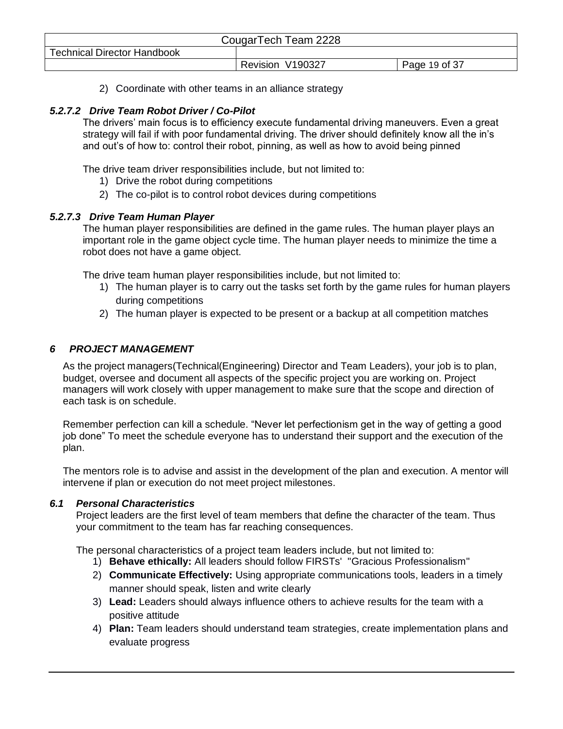2) Coordinate with other teams in an alliance strategy

#### *5.2.7.2 Drive Team Robot Driver / Co-Pilot*

The drivers' main focus is to efficiency execute fundamental driving maneuvers. Even a great strategy will fail if with poor fundamental driving. The driver should definitely know all the in's and out's of how to: control their robot, pinning, as well as how to avoid being pinned

The drive team driver responsibilities include, but not limited to:

1) Drive the robot during competitions
2) The co-pilot is to control robot devices during competitions

#### *5.2.7.3 Drive Team Human Player*

The human player responsibilities are defined in the game rules. The human player plays an important role in the game object cycle time. The human player needs to minimize the time a robot does not have a game object.

The drive team human player responsibilities include, but not limited to:

1) The human player is to carry out the tasks set forth by the game rules for human players during competitions
2) The human player is expected to be present or a backup at all competition matches

# *6 PROJECT MANAGEMENT*

As the project managers(Technical(Engineering) Director and Team Leaders), your job is to plan, budget, oversee and document all aspects of the specific project you are working on. Project managers will work closely with upper management to make sure that the scope and direction of each task is on schedule.

Remember perfection can kill a schedule. "Never let perfectionism get in the way of getting a good job done" To meet the schedule everyone has to understand their support and the execution of the plan.

The mentors role is to advise and assist in the development of the plan and execution. A mentor will intervene if plan or execution do not meet project milestones.

## *6.1 Personal Characteristics*

Project leaders are the first level of team members that define the character of the team. Thus your commitment to the team has far reaching consequences.

The personal characteristics of a project team leaders include, but not limited to:

1) **Behave ethically:** All leaders should follow FIRSTs' "Gracious Professionalism"
2) **Communicate Effectively:** Using appropriate communications tools, leaders in a timely manner should speak, listen and write clearly
3) **Lead:** Leaders should always influence others to achieve results for the team with a positive attitude
4) **Plan:** Team leaders should understand team strategies, create implementation plans and evaluate progress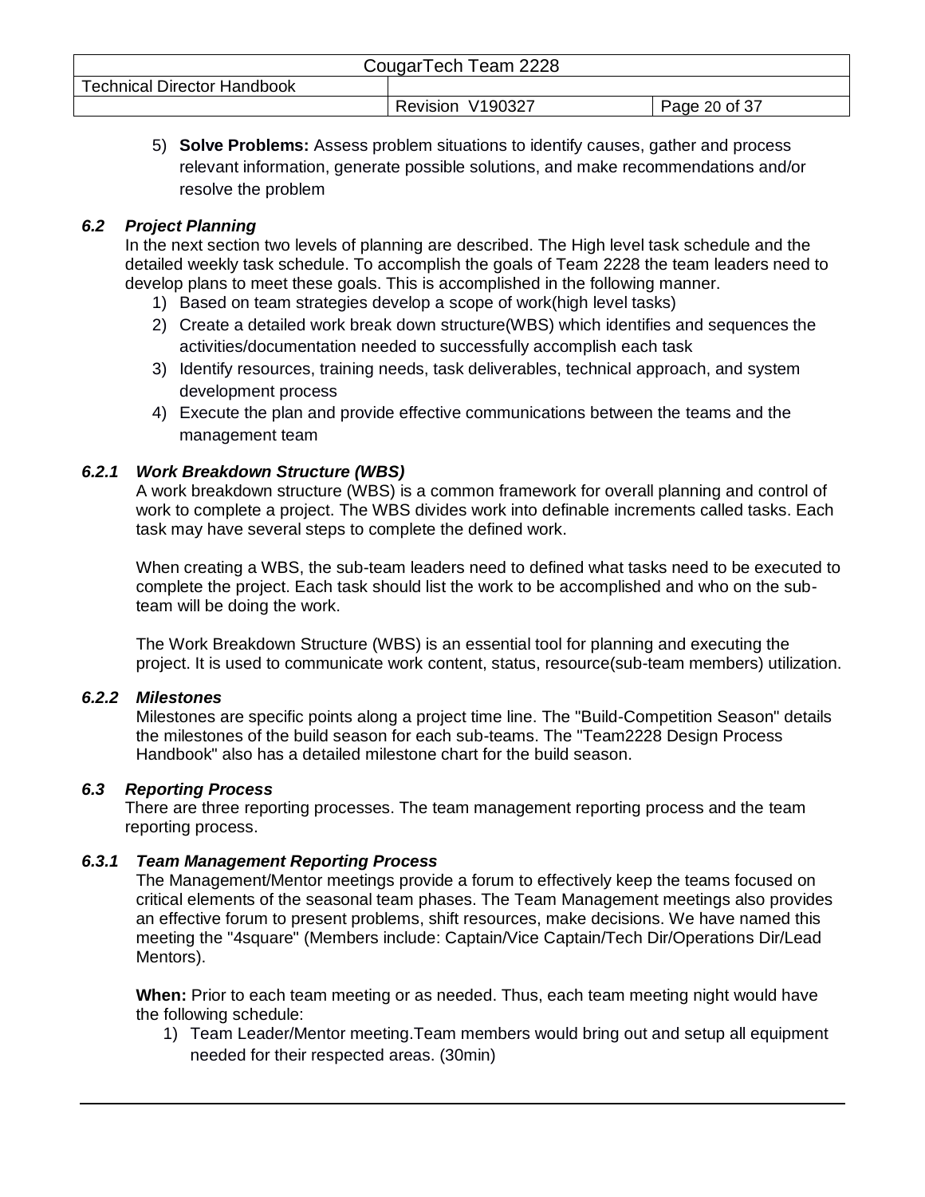5) **Solve Problems:** Assess problem situations to identify causes, gather and process relevant information, generate possible solutions, and make recommendations and/or resolve the problem

### *6.2 Project Planning*

In the next section two levels of planning are described. The High level task schedule and the detailed weekly task schedule. To accomplish the goals of Team 2228 the team leaders need to develop plans to meet these goals. This is accomplished in the following manner.

1) Based on team strategies develop a scope of work(high level tasks)
2) Create a detailed work break down structure(WBS) which identifies and sequences the activities/documentation needed to successfully accomplish each task
3) Identify resources, training needs, task deliverables, technical approach, and system development process
4) Execute the plan and provide effective communications between the teams and the management team

#### *6.2.1 Work Breakdown Structure (WBS)*

A work breakdown structure (WBS) is a common framework for overall planning and control of work to complete a project. The WBS divides work into definable increments called tasks. Each task may have several steps to complete the defined work.

When creating a WBS, the sub-team leaders need to defined what tasks need to be executed to complete the project. Each task should list the work to be accomplished and who on the sub-team will be doing the work.

The Work Breakdown Structure (WBS) is an essential tool for planning and executing the project. It is used to communicate work content, status, resource(sub-team members) utilization.

#### *6.2.2 Milestones*

Milestones are specific points along a project time line. The "Build-Competition Season" details the milestones of the build season for each sub-teams. The "Team2228 Design Process Handbook" also has a detailed milestone chart for the build season.

### *6.3 Reporting Process*

There are three reporting processes. The team management reporting process and the team reporting process.

#### *6.3.1 Team Management Reporting Process*

The Management/Mentor meetings provide a forum to effectively keep the teams focused on critical elements of the seasonal team phases. The Team Management meetings also provides an effective forum to present problems, shift resources, make decisions. We have named this meeting the "4square" (Members include: Captain/Vice Captain/Tech Dir/Operations Dir/Lead Mentors).

**When:** Prior to each team meeting or as needed. Thus, each team meeting night would have the following schedule:

1) Team Leader/Mentor meeting.Team members would bring out and setup all equipment needed for their respected areas. (30min)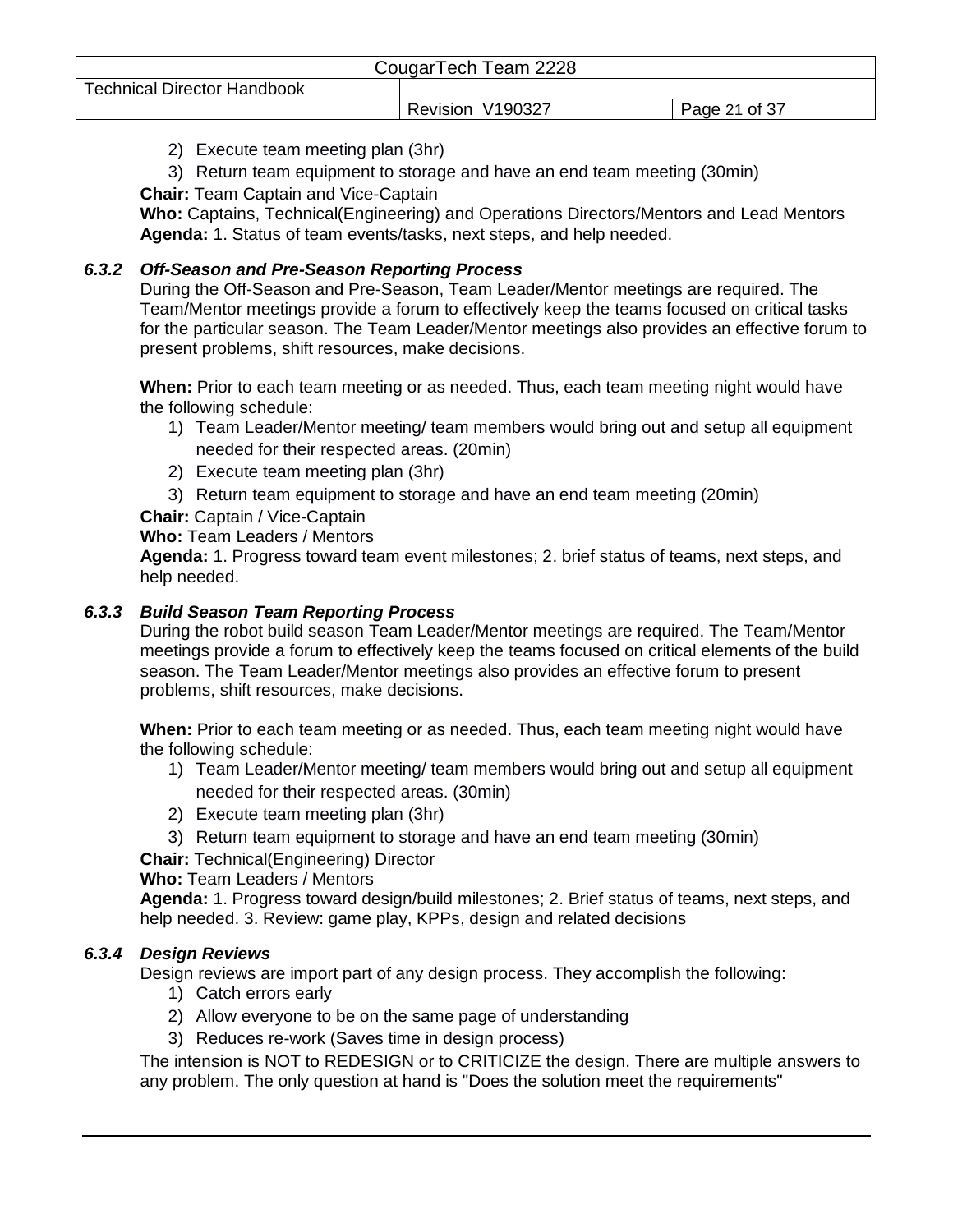2) Execute team meeting plan (3hr)
3) Return team equipment to storage and have an end team meeting (30min)

**Chair:** Team Captain and Vice-Captain
**Who:** Captains, Technical(Engineering) and Operations Directors/Mentors and Lead Mentors
**Agenda:** 1. Status of team events/tasks, next steps, and help needed.

### *6.3.2 Off-Season and Pre-Season Reporting Process*

During the Off-Season and Pre-Season, Team Leader/Mentor meetings are required. The Team/Mentor meetings provide a forum to effectively keep the teams focused on critical tasks for the particular season. The Team Leader/Mentor meetings also provides an effective forum to present problems, shift resources, make decisions.

**When:** Prior to each team meeting or as needed. Thus, each team meeting night would have the following schedule:

1) Team Leader/Mentor meeting/ team members would bring out and setup all equipment needed for their respected areas. (20min)
2) Execute team meeting plan (3hr)
3) Return team equipment to storage and have an end team meeting (20min)

**Chair:** Captain / Vice-Captain
**Who:** Team Leaders / Mentors
**Agenda:** 1. Progress toward team event milestones; 2. brief status of teams, next steps, and help needed.

### *6.3.3 Build Season Team Reporting Process*

During the robot build season Team Leader/Mentor meetings are required. The Team/Mentor meetings provide a forum to effectively keep the teams focused on critical elements of the build season. The Team Leader/Mentor meetings also provides an effective forum to present problems, shift resources, make decisions.

**When:** Prior to each team meeting or as needed. Thus, each team meeting night would have the following schedule:

1) Team Leader/Mentor meeting/ team members would bring out and setup all equipment needed for their respected areas. (30min)
2) Execute team meeting plan (3hr)
3) Return team equipment to storage and have an end team meeting (30min)

**Chair:** Technical(Engineering) Director
**Who:** Team Leaders / Mentors
**Agenda:** 1. Progress toward design/build milestones; 2. Brief status of teams, next steps, and help needed. 3. Review: game play, KPPs, design and related decisions

### *6.3.4 Design Reviews*

Design reviews are import part of any design process. They accomplish the following:

1) Catch errors early
2) Allow everyone to be on the same page of understanding
3) Reduces re-work (Saves time in design process)

The intension is NOT to REDESIGN or to CRITICIZE the design. There are multiple answers to any problem. The only question at hand is "Does the solution meet the requirements"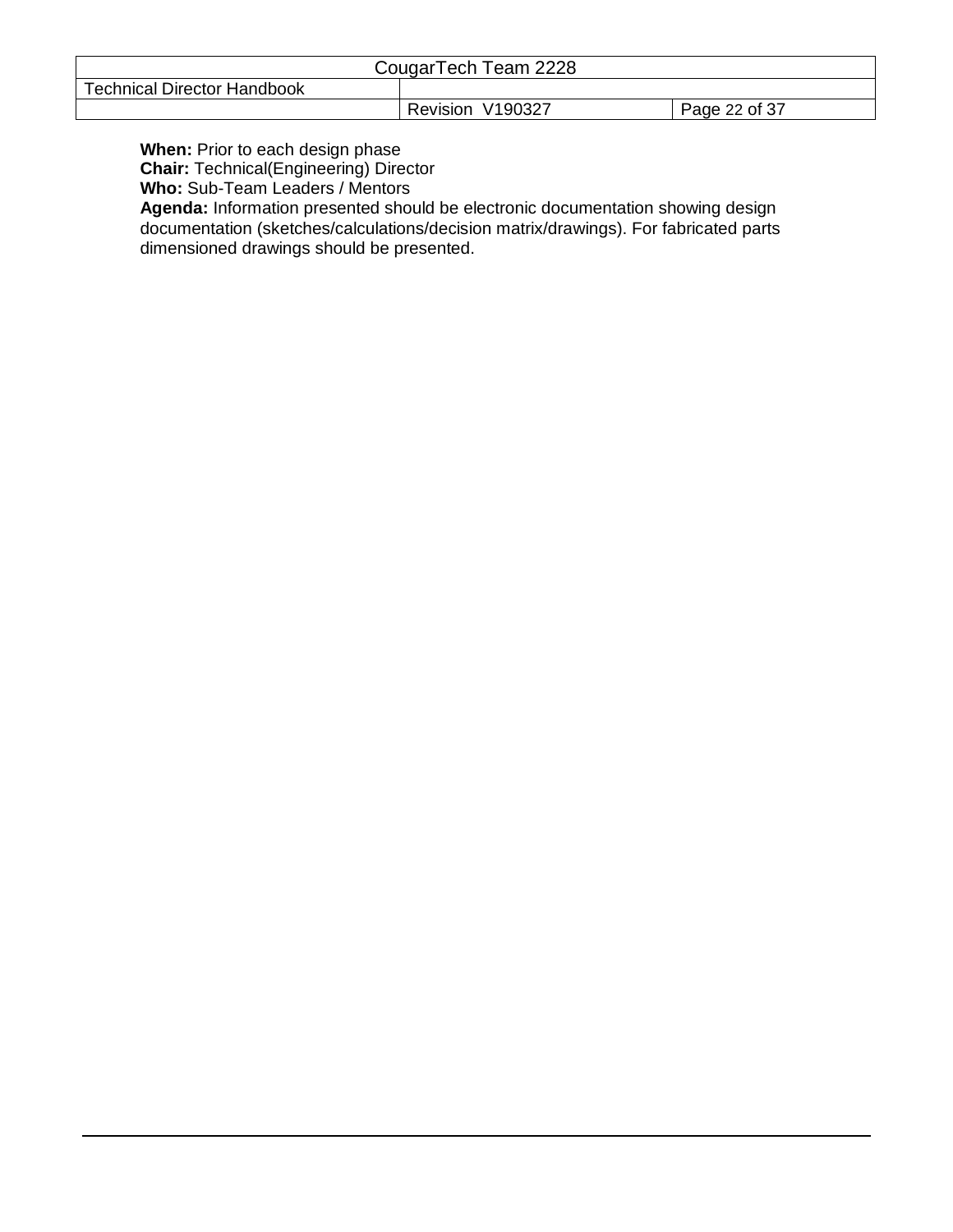**When:** Prior to each design phase
**Chair:** Technical(Engineering) Director
**Who:** Sub-Team Leaders / Mentors
**Agenda:** Information presented should be electronic documentation showing design documentation (sketches/calculations/decision matrix/drawings). For fabricated parts dimensioned drawings should be presented.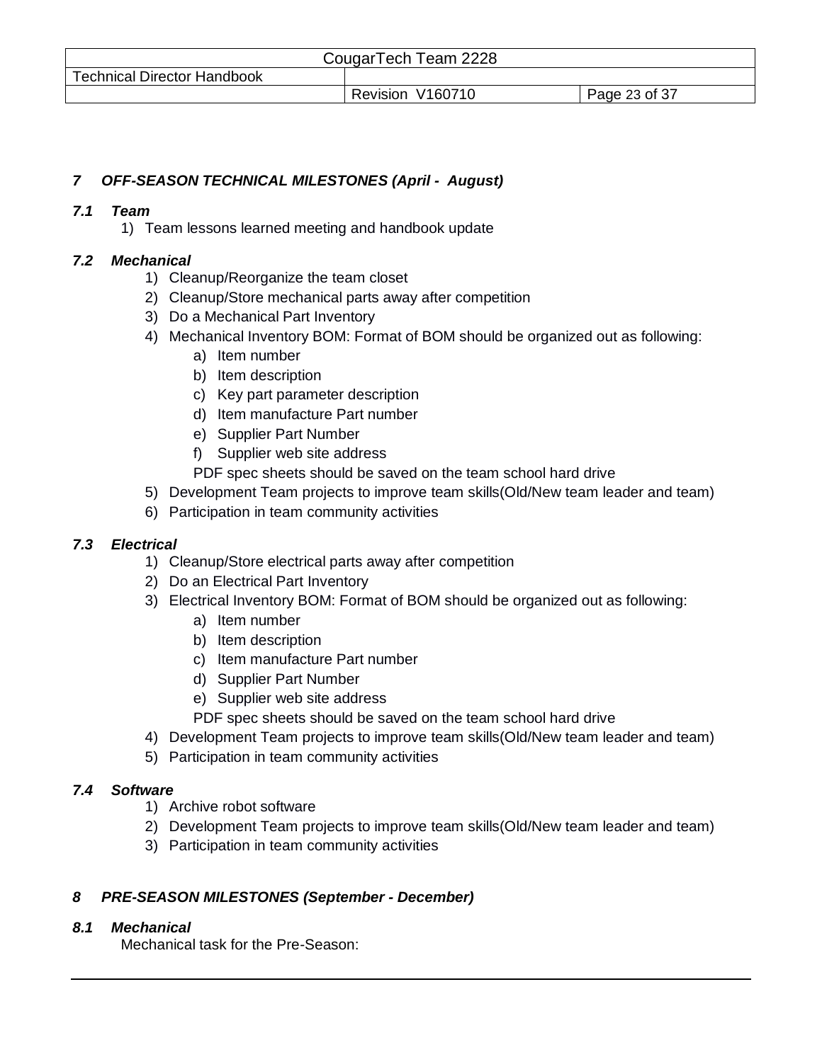## *7 OFF-SEASON TECHNICAL MILESTONES (April - August)*

### *7.1 Team*

1) Team lessons learned meeting and handbook update

### *7.2 Mechanical*

1) Cleanup/Reorganize the team closet
2) Cleanup/Store mechanical parts away after competition
3) Do a Mechanical Part Inventory
4) Mechanical Inventory BOM: Format of BOM should be organized out as following:
   a) Item number
   b) Item description
   c) Key part parameter description
   d) Item manufacture Part number
   e) Supplier Part Number
   f) Supplier web site address

   PDF spec sheets should be saved on the team school hard drive
5) Development Team projects to improve team skills(Old/New team leader and team)
6) Participation in team community activities

### *7.3 Electrical*

1) Cleanup/Store electrical parts away after competition
2) Do an Electrical Part Inventory
3) Electrical Inventory BOM: Format of BOM should be organized out as following:
   a) Item number
   b) Item description
   c) Item manufacture Part number
   d) Supplier Part Number
   e) Supplier web site address

   PDF spec sheets should be saved on the team school hard drive
4) Development Team projects to improve team skills(Old/New team leader and team)
5) Participation in team community activities

### *7.4 Software*

1) Archive robot software
2) Development Team projects to improve team skills(Old/New team leader and team)
3) Participation in team community activities

## *8 PRE-SEASON MILESTONES (September - December)*

### *8.1 Mechanical*

Mechanical task for the Pre-Season: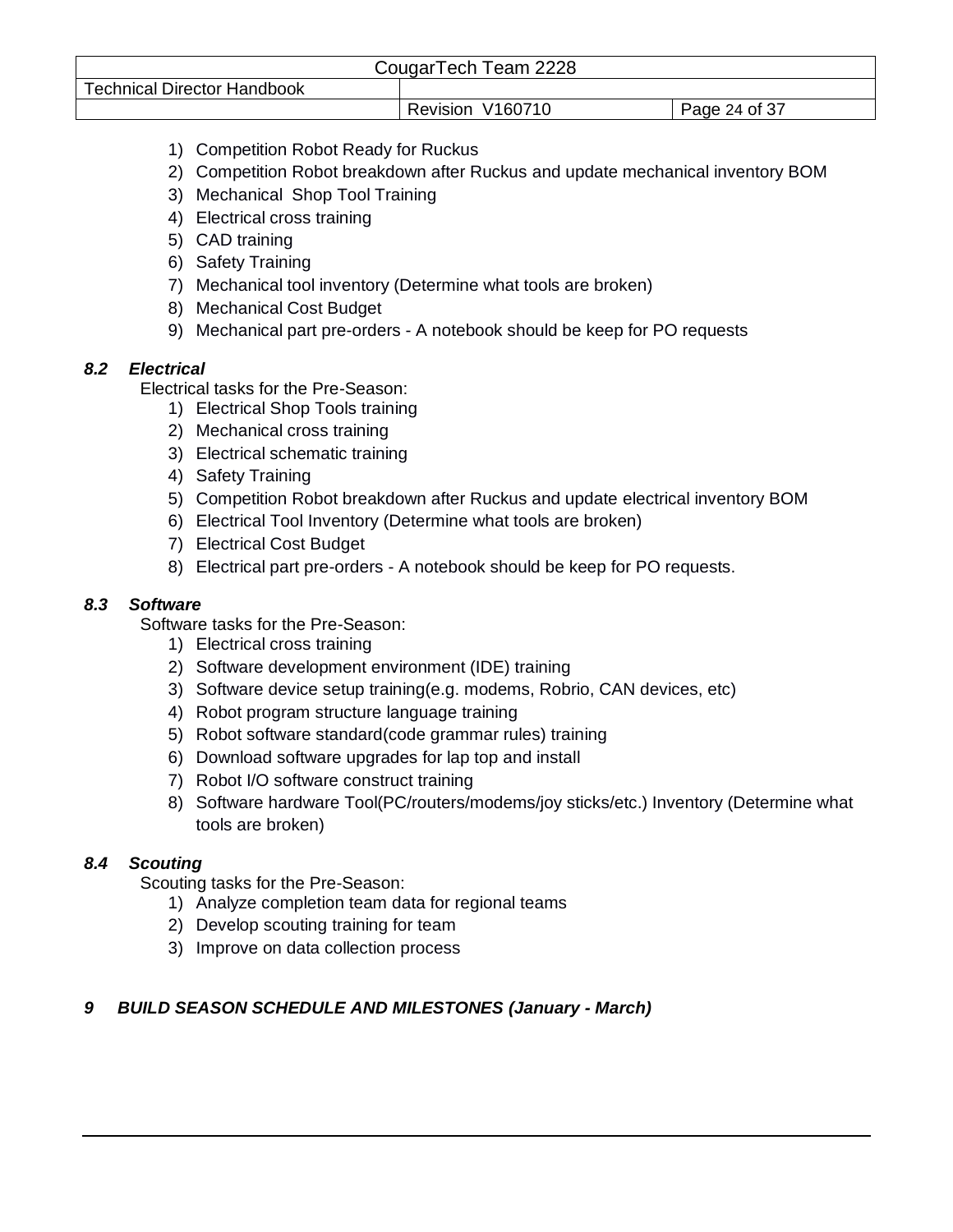1) Competition Robot Ready for Ruckus
2) Competition Robot breakdown after Ruckus and update mechanical inventory BOM
3) Mechanical  Shop Tool Training
4) Electrical cross training
5) CAD training
6) Safety Training
7) Mechanical tool inventory (Determine what tools are broken)
8) Mechanical Cost Budget
9) Mechanical part pre-orders - A notebook should be keep for PO requests

### *8.2 Electrical*

Electrical tasks for the Pre-Season:

1) Electrical Shop Tools training
2) Mechanical cross training
3) Electrical schematic training
4) Safety Training
5) Competition Robot breakdown after Ruckus and update electrical inventory BOM
6) Electrical Tool Inventory (Determine what tools are broken)
7) Electrical Cost Budget
8) Electrical part pre-orders - A notebook should be keep for PO requests.

### *8.3 Software*

Software tasks for the Pre-Season:

1) Electrical cross training
2) Software development environment (IDE) training
3) Software device setup training(e.g. modems, Robrio, CAN devices, etc)
4) Robot program structure language training
5) Robot software standard(code grammar rules) training
6) Download software upgrades for lap top and install
7) Robot I/O software construct training
8) Software hardware Tool(PC/routers/modems/joy sticks/etc.) Inventory (Determine what tools are broken)

### *8.4 Scouting*

Scouting tasks for the Pre-Season:

1) Analyze completion team data for regional teams
2) Develop scouting training for team
3) Improve on data collection process

## *9 BUILD SEASON SCHEDULE AND MILESTONES (January - March)*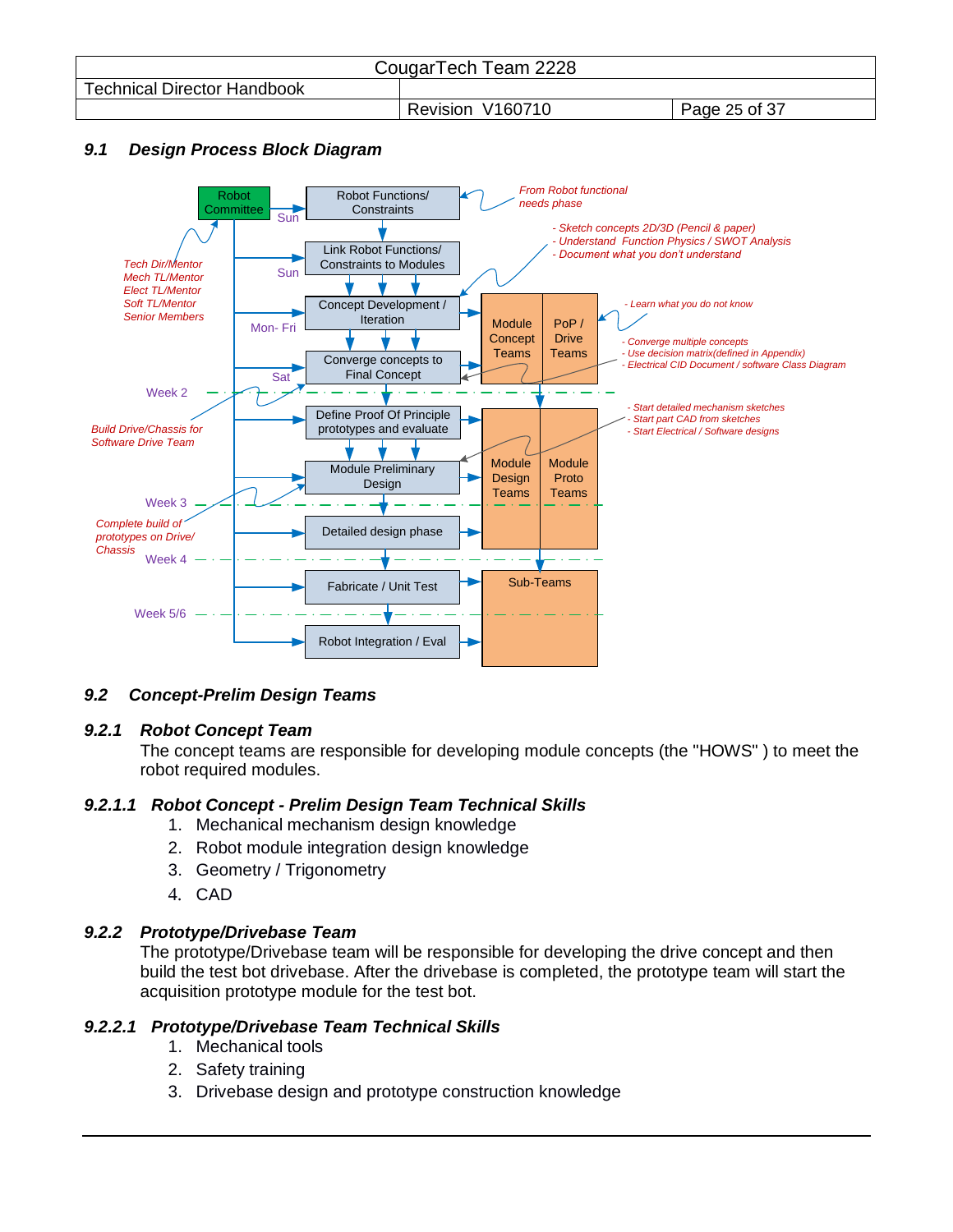### 9.1 Design Process Block Diagram

- Robot Committee → Robot Functions/ Constraints (Sun) — *From Robot functional needs phase*
- Link Robot Functions/ Constraints to Modules (Sun)
- Concept Development / Iteration (Mon- Fri) → Module Concept Teams / PoP / Drive Teams
  - *- Sketch concepts 2D/3D (Pencil & paper)*
  - *- Understand Function Physics / SWOT Analysis*
  - *- Document what you don't understand*
  - *- Learn what you do not know*
- Converge concepts to Final Concept (Sat)
  - *- Converge multiple concepts*
  - *- Use decision matrix(defined in Appendix)*
  - *- Electrical CID Document / software Class Diagram*
- Week 2
- Define Proof Of Principle prototypes and evaluate → Module Design Teams / Module Proto Teams
  - *- Start detailed mechanism sketches*
  - *- Start part CAD from sketches*
  - *- Start Electrical / Software designs*
- Module Preliminary Design
- Week 3
- Detailed design phase
- Week 4
- Fabricate / Unit Test → Sub-Teams
- Week 5/6
- Robot Integration / Eval

*Tech Dir/Mentor*
*Mech TL/Mentor*
*Elect TL/Mentor*
*Soft TL/Mentor*
*Senior Members*

*Build Drive/Chassis for Software Drive Team*

*Complete build of prototypes on Drive/ Chassis*

### 9.2 Concept-Prelim Design Teams

#### 9.2.1 Robot Concept Team

The concept teams are responsible for developing module concepts (the "HOWS" ) to meet the robot required modules.

##### 9.2.1.1 Robot Concept - Prelim Design Team Technical Skills

1. Mechanical mechanism design knowledge
2. Robot module integration design knowledge
3. Geometry / Trigonometry
4. CAD

#### 9.2.2 Prototype/Drivebase Team

The prototype/Drivebase team will be responsible for developing the drive concept and then build the test bot drivebase. After the drivebase is completed, the prototype team will start the acquisition prototype module for the test bot.

##### 9.2.2.1 Prototype/Drivebase Team Technical Skills

1. Mechanical tools
2. Safety training
3. Drivebase design and prototype construction knowledge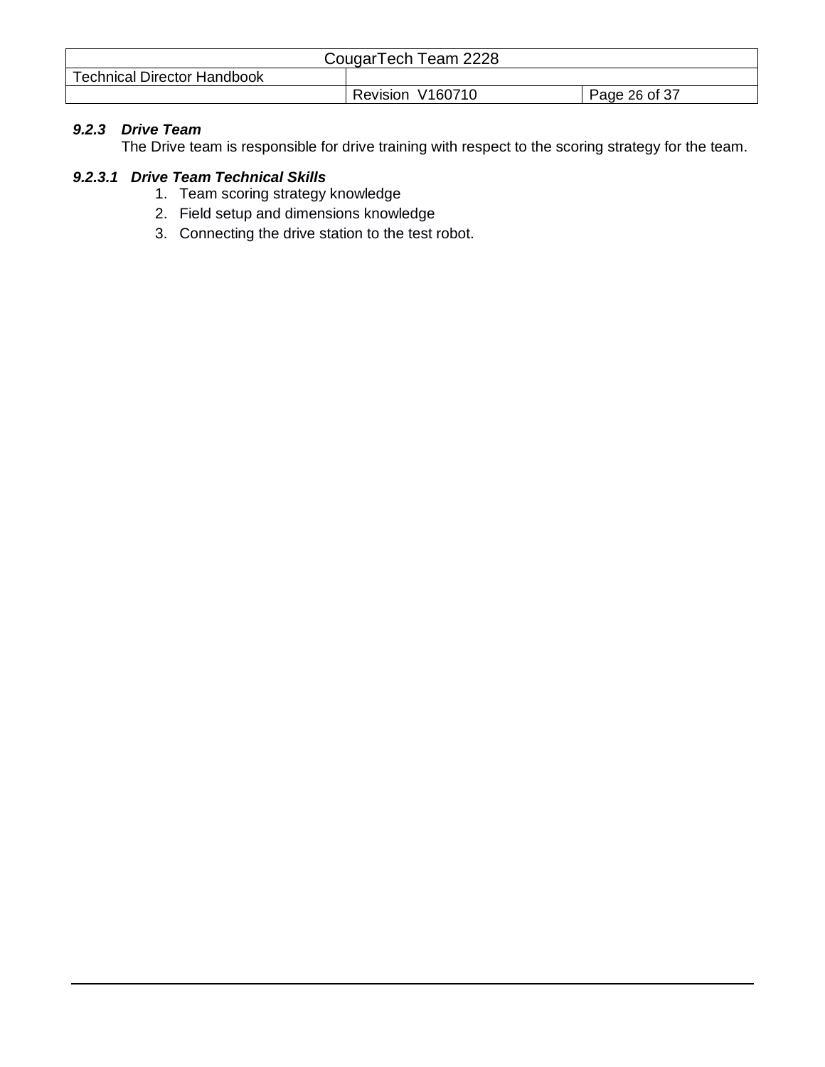### *9.2.3 Drive Team*

The Drive team is responsible for drive training with respect to the scoring strategy for the team.

#### *9.2.3.1 Drive Team Technical Skills*

1. Team scoring strategy knowledge
2. Field setup and dimensions knowledge
3. Connecting the drive station to the test robot.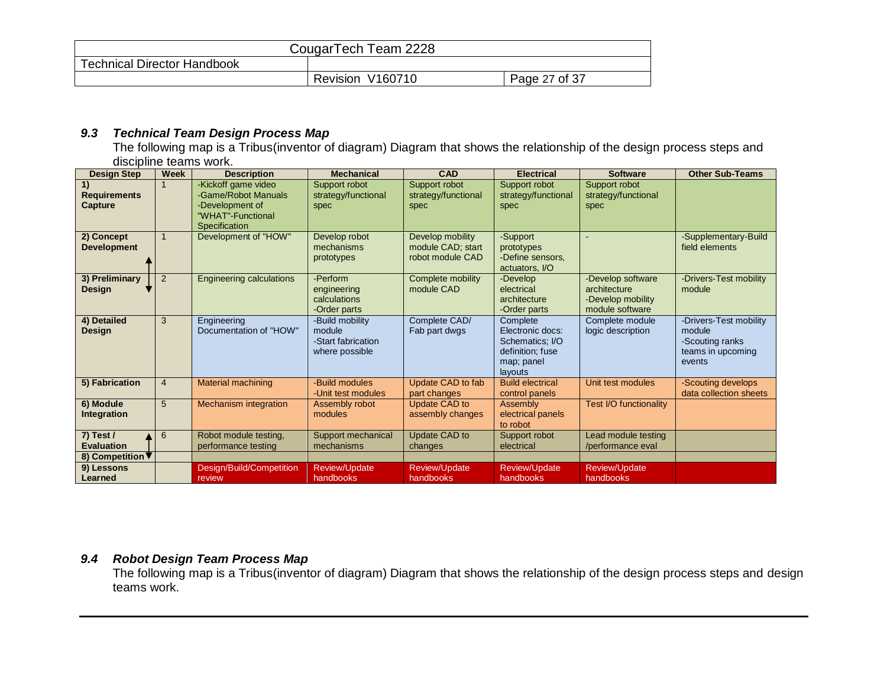### 9.3 Technical Team Design Process Map

The following map is a Tribus(inventor of diagram) Diagram that shows the relationship of the design process steps and discipline teams work.

| Design Step | Week | Description | Mechanical | CAD | Electrical | Software | Other Sub-Teams |
|---|---|---|---|---|---|---|---|
| **1) Requirements Capture** | 1 | -Kickoff game video<br>-Game/Robot Manuals<br>-Development of "WHAT"-Functional Specification | Support robot strategy/functional spec | Support robot strategy/functional spec | Support robot strategy/functional spec | Support robot strategy/functional spec | |
| **2) Concept Development** | 1 | Development of "HOW" | Develop robot mechanisms prototypes | Develop mobility module CAD; start robot module CAD | -Support prototypes<br>-Define sensors, actuators, I/O | - | -Supplementary-Build field elements |
| **3) Preliminary Design** | 2 | Engineering calculations | -Perform engineering calculations<br>-Order parts | Complete mobility module CAD | -Develop electrical architecture<br>-Order parts | -Develop software architecture<br>-Develop mobility module software | -Drivers-Test mobility module |
| **4) Detailed Design** | 3 | Engineering Documentation of "HOW" | -Build mobility module<br>-Start fabrication where possible | Complete CAD/ Fab part dwgs | Complete Electronic docs: Schematics; I/O definition; fuse map; panel layouts | Complete module logic description | -Drivers-Test mobility module<br>-Scouting ranks teams in upcoming events |
| **5) Fabrication** | 4 | Material machining | -Build modules<br>-Unit test modules | Update CAD to fab part changes | Build electrical control panels | Unit test modules | -Scouting develops data collection sheets |
| **6) Module Integration** | 5 | Mechanism integration | Assembly robot modules | Update CAD to assembly changes | Assembly electrical panels to robot | Test I/O functionality | |
| **7) Test / Evaluation** | 6 | Robot module testing, performance testing | Support mechanical mechanisms | Update CAD to changes | Support robot electrical | Lead module testing /performance eval | |
| **8) Competition** | | | | | | | |
| **9) Lessons Learned** | | Design/Build/Competition review | Review/Update handbooks | Review/Update handbooks | Review/Update handbooks | Review/Update handbooks | |

### 9.4 Robot Design Team Process Map

The following map is a Tribus(inventor of diagram) Diagram that shows the relationship of the design process steps and design teams work.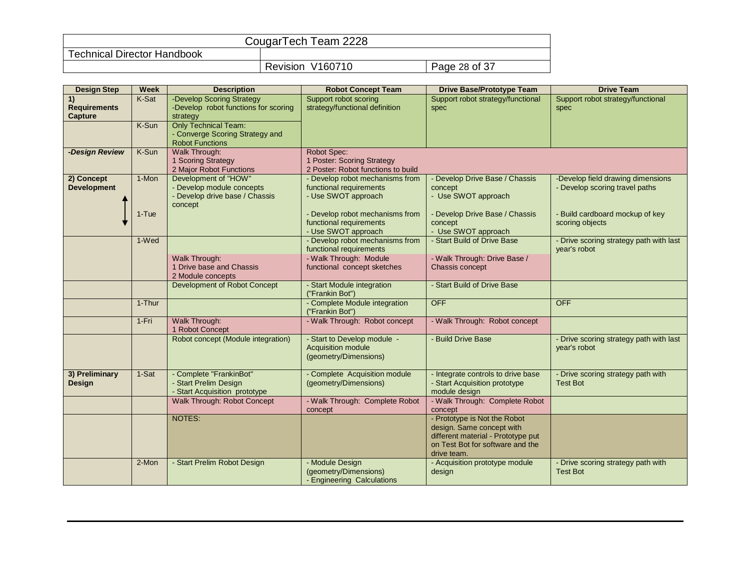| Design Step | Week | Description | Robot Concept Team | Drive Base/Prototype Team | Drive Team |
|---|---|---|---|---|---|
| **1) Requirements Capture** | K-Sat | -Develop Scoring Strategy<br>-Develop robot functions for scoring strategy | Support robot scoring strategy/functional definition | Support robot strategy/functional spec | Support robot strategy/functional spec |
| | K-Sun | Only Technical Team:<br>- Converge Scoring Strategy and Robot Functions | | | |
| ***-Design Review*** | K-Sun | Walk Through:<br>1 Scoring Strategy<br>2 Major Robot Functions | Robot Spec:<br>1 Poster: Scoring Strategy<br>2 Poster: Robot functions to build | | |
| **2) Concept Development** | 1-Mon | Development of "HOW"<br>- Develop module concepts<br>- Develop drive base / Chassis concept | - Develop robot mechanisms from functional requirements<br>- Use SWOT approach | - Develop Drive Base / Chassis concept<br>- Use SWOT approach | -Develop field drawing dimensions<br>- Develop scoring travel paths |
| | 1-Tue | | - Develop robot mechanisms from functional requirements<br>- Use SWOT approach | - Develop Drive Base / Chassis concept<br>- Use SWOT approach | - Build cardboard mockup of key scoring objects |
| | 1-Wed | | - Develop robot mechanisms from functional requirements | - Start Build of Drive Base | - Drive scoring strategy path with last year's robot |
| | | Walk Through:<br>1 Drive base and Chassis<br>2 Module concepts | - Walk Through: Module functional concept sketches | - Walk Through: Drive Base / Chassis concept | |
| | | Development of Robot Concept | - Start Module integration ("Frankin Bot") | - Start Build of Drive Base | |
| | 1-Thur | | - Complete Module integration ("Frankin Bot") | OFF | OFF |
| | 1-Fri | Walk Through:<br>1 Robot Concept | - Walk Through: Robot concept | - Walk Through: Robot concept | |
| | | Robot concept (Module integration) | - Start to Develop module - Acquisition module (geometry/Dimensions) | - Build Drive Base | - Drive scoring strategy path with last year's robot |
| **3) Preliminary Design** | 1-Sat | - Complete "FrankinBot"<br>- Start Prelim Design<br>- Start Acquisition prototype | - Complete Acquisition module (geometry/Dimensions) | - Integrate controls to drive base<br>- Start Acquisition prototype module design | - Drive scoring strategy path with Test Bot |
| | | Walk Through: Robot Concept | - Walk Through: Complete Robot concept | - Walk Through: Complete Robot concept | |
| | | NOTES: | | - Prototype is Not the Robot design. Same concept with different material - Prototype put on Test Bot for software and the drive team. | |
| | 2-Mon | - Start Prelim Robot Design | - Module Design (geometry/Dimensions)<br>- Engineering Calculations | - Acquisition prototype module design | - Drive scoring strategy path with Test Bot |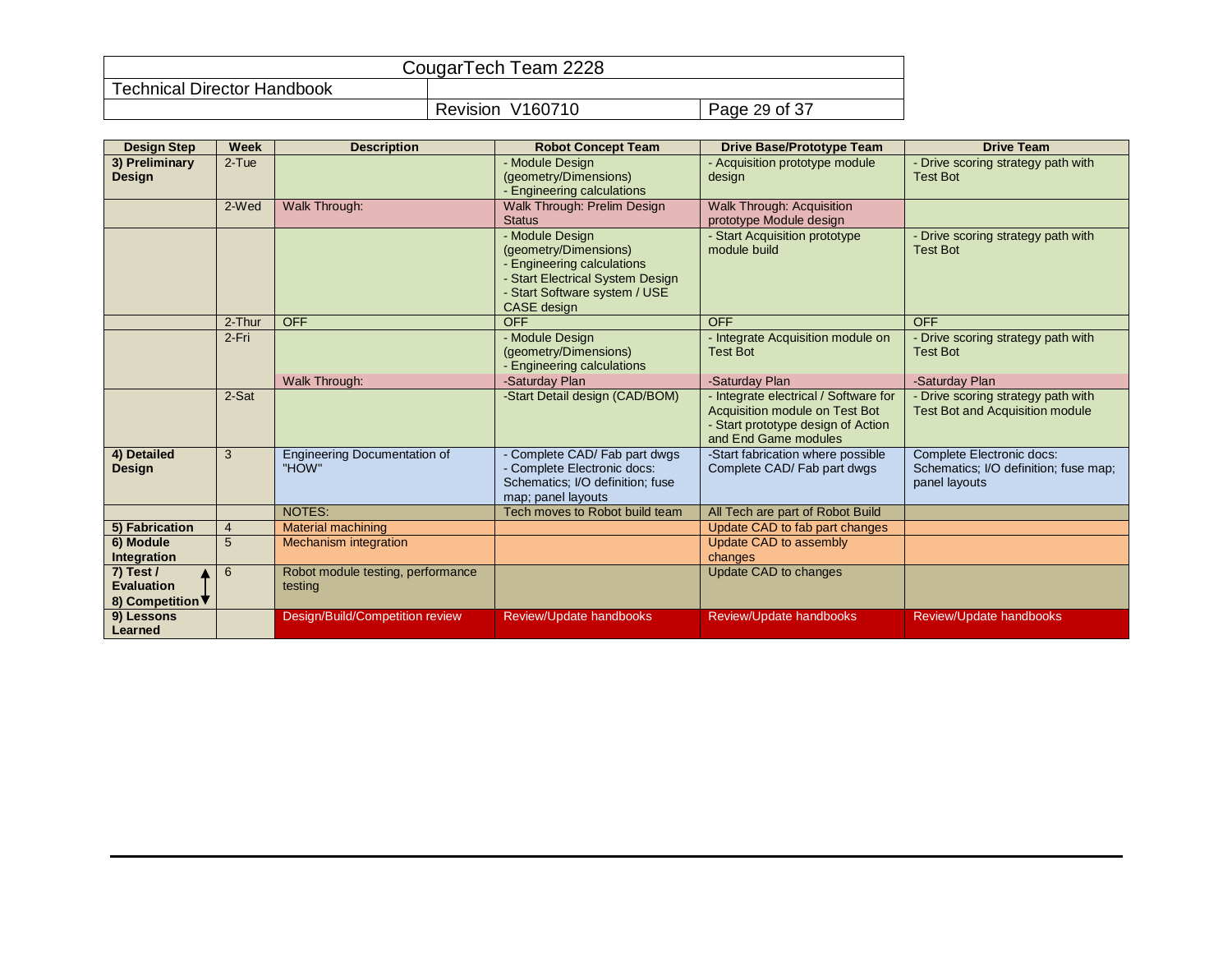| Design Step | Week | Description | Robot Concept Team | Drive Base/Prototype Team | Drive Team |
|---|---|---|---|---|---|
| **3) Preliminary Design** | 2-Tue | | - Module Design (geometry/Dimensions)<br>- Engineering calculations | - Acquisition prototype module design | - Drive scoring strategy path with Test Bot |
| | 2-Wed | Walk Through: | Walk Through: Prelim Design Status | Walk Through: Acquisition prototype Module design | |
| | | | - Module Design (geometry/Dimensions)<br>- Engineering calculations<br>- Start Electrical System Design<br>- Start Software system / USE CASE design | - Start Acquisition prototype module build | - Drive scoring strategy path with Test Bot |
| | 2-Thur | OFF | OFF | OFF | OFF |
| | 2-Fri | | - Module Design (geometry/Dimensions)<br>- Engineering calculations | - Integrate Acquisition module on Test Bot | - Drive scoring strategy path with Test Bot |
| | | Walk Through: | -Saturday Plan | -Saturday Plan | -Saturday Plan |
| | 2-Sat | | -Start Detail design (CAD/BOM) | - Integrate electrical / Software for Acquisition module on Test Bot<br>- Start prototype design of Action and End Game modules | - Drive scoring strategy path with Test Bot and Acquisition module |
| **4) Detailed Design** | 3 | Engineering Documentation of "HOW" | - Complete CAD/ Fab part dwgs<br>- Complete Electronic docs: Schematics; I/O definition; fuse map; panel layouts | -Start fabrication where possible Complete CAD/ Fab part dwgs | Complete Electronic docs: Schematics; I/O definition; fuse map; panel layouts |
| | | NOTES: | Tech moves to Robot build team | All Tech are part of Robot Build | |
| **5) Fabrication** | 4 | Material machining | | Update CAD to fab part changes | |
| **6) Module Integration** | 5 | Mechanism integration | | Update CAD to assembly changes | |
| **7) Test / Evaluation ↕ 8) Competition** | 6 | Robot module testing, performance testing | | Update CAD to changes | |
| **9) Lessons Learned** | | Design/Build/Competition review | Review/Update handbooks | Review/Update handbooks | Review/Update handbooks |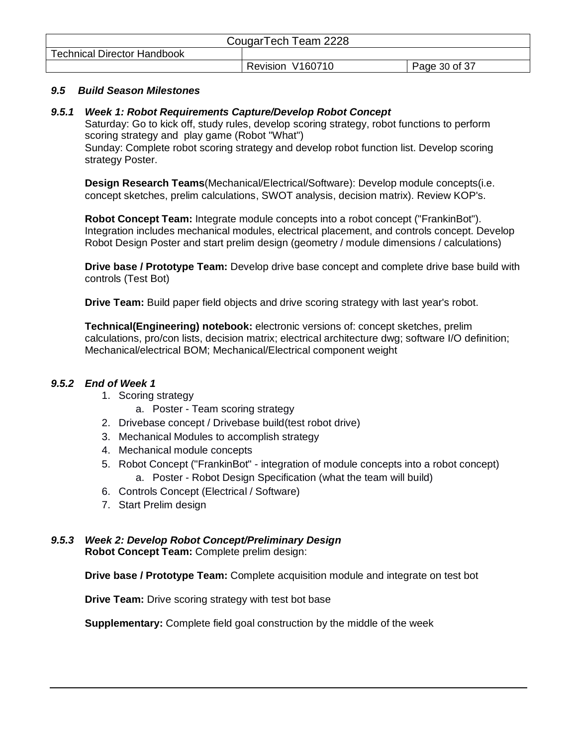### *9.5 Build Season Milestones*

#### *9.5.1 Week 1: Robot Requirements Capture/Develop Robot Concept*

Saturday: Go to kick off, study rules, develop scoring strategy, robot functions to perform scoring strategy and play game (Robot "What")
Sunday: Complete robot scoring strategy and develop robot function list. Develop scoring strategy Poster.

**Design Research Teams**(Mechanical/Electrical/Software): Develop module concepts(i.e. concept sketches, prelim calculations, SWOT analysis, decision matrix). Review KOP's.

**Robot Concept Team:** Integrate module concepts into a robot concept ("FrankinBot"). Integration includes mechanical modules, electrical placement, and controls concept. Develop Robot Design Poster and start prelim design (geometry / module dimensions / calculations)

**Drive base / Prototype Team:** Develop drive base concept and complete drive base build with controls (Test Bot)

**Drive Team:** Build paper field objects and drive scoring strategy with last year's robot.

**Technical(Engineering) notebook:** electronic versions of: concept sketches, prelim calculations, pro/con lists, decision matrix; electrical architecture dwg; software I/O definition; Mechanical/electrical BOM; Mechanical/Electrical component weight

#### *9.5.2 End of Week 1*

1. Scoring strategy
    a. Poster - Team scoring strategy
2. Drivebase concept / Drivebase build(test robot drive)
3. Mechanical Modules to accomplish strategy
4. Mechanical module concepts
5. Robot Concept ("FrankinBot" - integration of module concepts into a robot concept)
    a. Poster - Robot Design Specification (what the team will build)
6. Controls Concept (Electrical / Software)
7. Start Prelim design

#### *9.5.3 Week 2: Develop Robot Concept/Preliminary Design*

**Robot Concept Team:** Complete prelim design:

**Drive base / Prototype Team:** Complete acquisition module and integrate on test bot

**Drive Team:** Drive scoring strategy with test bot base

**Supplementary:** Complete field goal construction by the middle of the week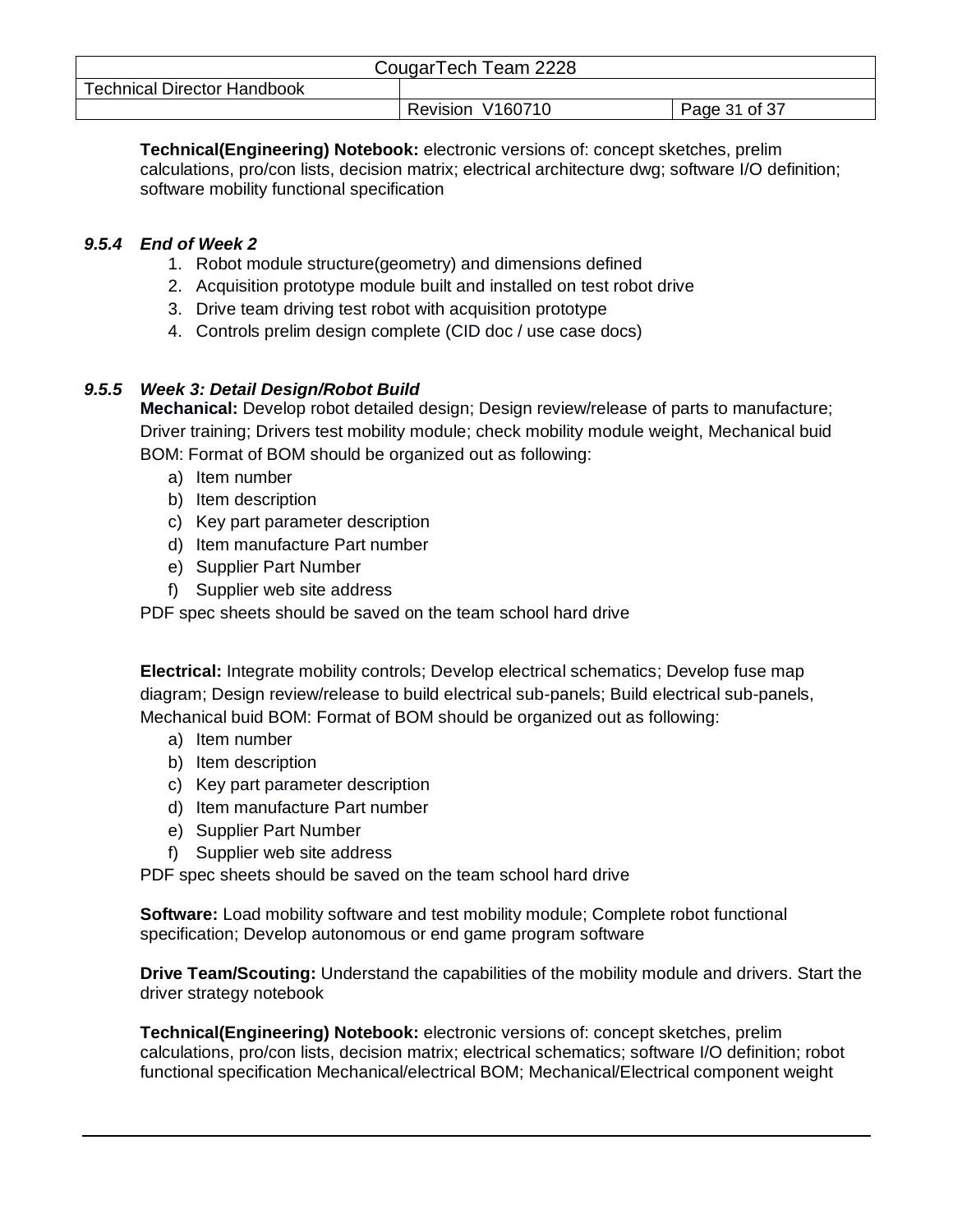**Technical(Engineering) Notebook:** electronic versions of: concept sketches, prelim calculations, pro/con lists, decision matrix; electrical architecture dwg; software I/O definition; software mobility functional specification

#### *9.5.4 End of Week 2*

1. Robot module structure(geometry) and dimensions defined
2. Acquisition prototype module built and installed on test robot drive
3. Drive team driving test robot with acquisition prototype
4. Controls prelim design complete (CID doc / use case docs)

#### *9.5.5 Week 3: Detail Design/Robot Build*

**Mechanical:** Develop robot detailed design; Design review/release of parts to manufacture; Driver training; Drivers test mobility module; check mobility module weight, Mechanical buid BOM: Format of BOM should be organized out as following:

a) Item number
b) Item description
c) Key part parameter description
d) Item manufacture Part number
e) Supplier Part Number
f) Supplier web site address

PDF spec sheets should be saved on the team school hard drive

**Electrical:** Integrate mobility controls; Develop electrical schematics; Develop fuse map diagram; Design review/release to build electrical sub-panels; Build electrical sub-panels, Mechanical buid BOM: Format of BOM should be organized out as following:

a) Item number
b) Item description
c) Key part parameter description
d) Item manufacture Part number
e) Supplier Part Number
f) Supplier web site address

PDF spec sheets should be saved on the team school hard drive

**Software:** Load mobility software and test mobility module; Complete robot functional specification; Develop autonomous or end game program software

**Drive Team/Scouting:** Understand the capabilities of the mobility module and drivers. Start the driver strategy notebook

**Technical(Engineering) Notebook:** electronic versions of: concept sketches, prelim calculations, pro/con lists, decision matrix; electrical schematics; software I/O definition; robot functional specification Mechanical/electrical BOM; Mechanical/Electrical component weight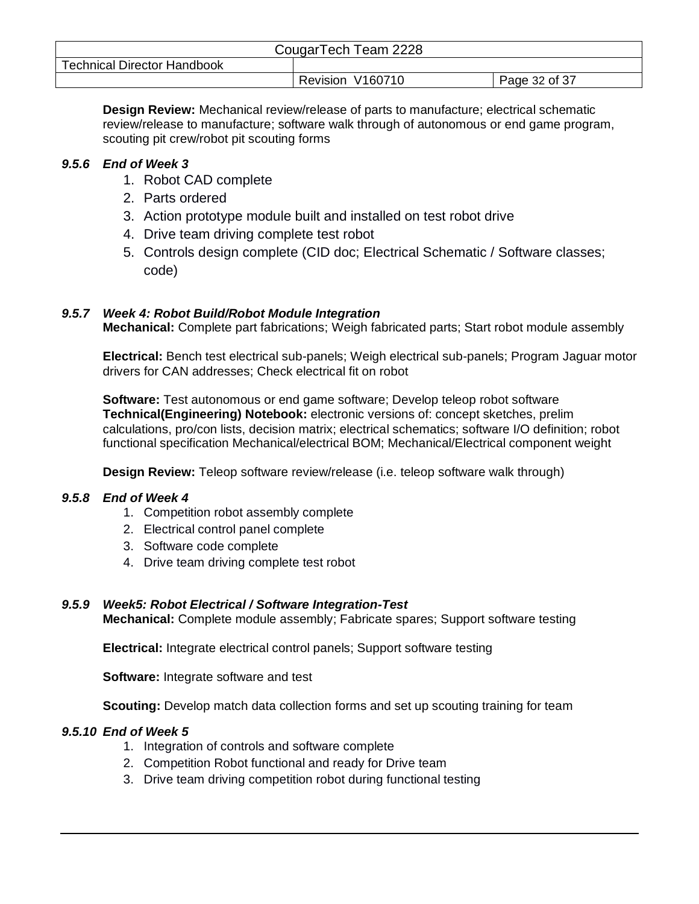**Design Review:** Mechanical review/release of parts to manufacture; electrical schematic review/release to manufacture; software walk through of autonomous or end game program, scouting pit crew/robot pit scouting forms

### *9.5.6 End of Week 3*

1. Robot CAD complete
2. Parts ordered
3. Action prototype module built and installed on test robot drive
4. Drive team driving complete test robot
5. Controls design complete (CID doc; Electrical Schematic / Software classes; code)

### *9.5.7 Week 4: Robot Build/Robot Module Integration*

**Mechanical:** Complete part fabrications; Weigh fabricated parts; Start robot module assembly

**Electrical:** Bench test electrical sub-panels; Weigh electrical sub-panels; Program Jaguar motor drivers for CAN addresses; Check electrical fit on robot

**Software:** Test autonomous or end game software; Develop teleop robot software
**Technical(Engineering) Notebook:** electronic versions of: concept sketches, prelim calculations, pro/con lists, decision matrix; electrical schematics; software I/O definition; robot functional specification Mechanical/electrical BOM; Mechanical/Electrical component weight

**Design Review:** Teleop software review/release (i.e. teleop software walk through)

### *9.5.8 End of Week 4*

1. Competition robot assembly complete
2. Electrical control panel complete
3. Software code complete
4. Drive team driving complete test robot

### *9.5.9 Week5: Robot Electrical / Software Integration-Test*

**Mechanical:** Complete module assembly; Fabricate spares; Support software testing

**Electrical:** Integrate electrical control panels; Support software testing

**Software:** Integrate software and test

**Scouting:** Develop match data collection forms and set up scouting training for team

### *9.5.10 End of Week 5*

1. Integration of controls and software complete
2. Competition Robot functional and ready for Drive team
3. Drive team driving competition robot during functional testing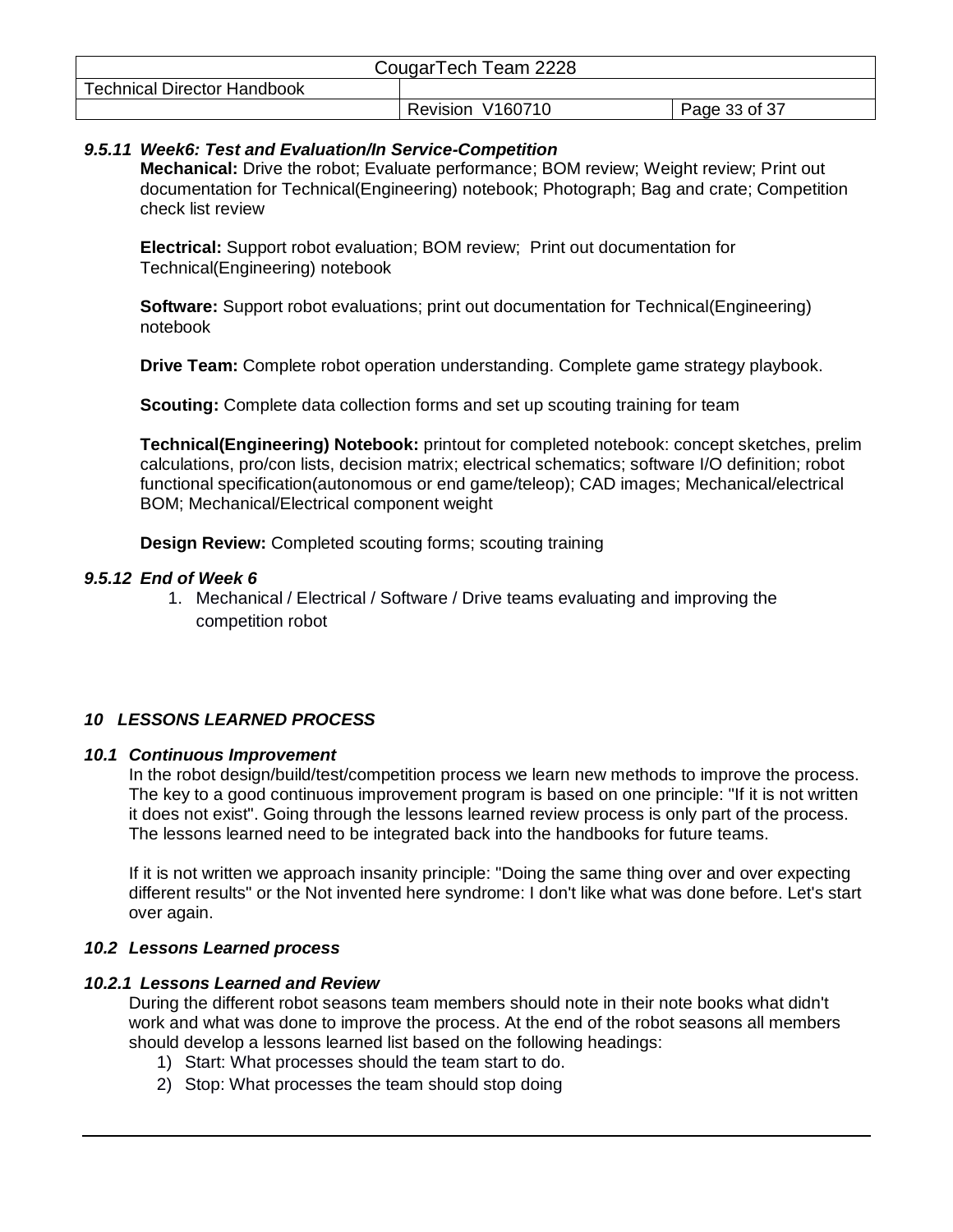#### *9.5.11 Week6: Test and Evaluation/In Service-Competition*

**Mechanical:** Drive the robot; Evaluate performance; BOM review; Weight review; Print out documentation for Technical(Engineering) notebook; Photograph; Bag and crate; Competition check list review

**Electrical:** Support robot evaluation; BOM review; Print out documentation for Technical(Engineering) notebook

**Software:** Support robot evaluations; print out documentation for Technical(Engineering) notebook

**Drive Team:** Complete robot operation understanding. Complete game strategy playbook.

**Scouting:** Complete data collection forms and set up scouting training for team

**Technical(Engineering) Notebook:** printout for completed notebook: concept sketches, prelim calculations, pro/con lists, decision matrix; electrical schematics; software I/O definition; robot functional specification(autonomous or end game/teleop); CAD images; Mechanical/electrical BOM; Mechanical/Electrical component weight

**Design Review:** Completed scouting forms; scouting training

#### *9.5.12 End of Week 6*

1. Mechanical / Electrical / Software / Drive teams evaluating and improving the competition robot

# *10 LESSONS LEARNED PROCESS*

## *10.1 Continuous Improvement*

In the robot design/build/test/competition process we learn new methods to improve the process. The key to a good continuous improvement program is based on one principle: "If it is not written it does not exist". Going through the lessons learned review process is only part of the process. The lessons learned need to be integrated back into the handbooks for future teams.

If it is not written we approach insanity principle: "Doing the same thing over and over expecting different results" or the Not invented here syndrome: I don't like what was done before. Let's start over again.

## *10.2 Lessons Learned process*

### *10.2.1 Lessons Learned and Review*

During the different robot seasons team members should note in their note books what didn't work and what was done to improve the process. At the end of the robot seasons all members should develop a lessons learned list based on the following headings:

1) Start: What processes should the team start to do.
2) Stop: What processes the team should stop doing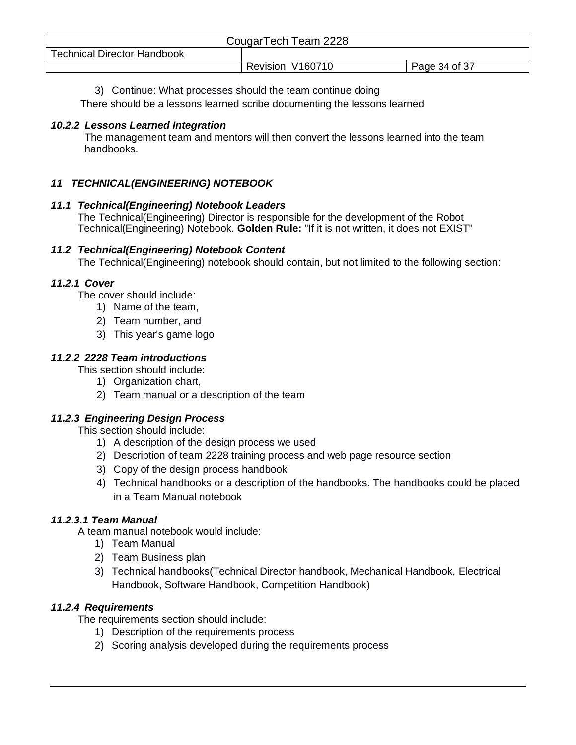3) Continue: What processes should the team continue doing

There should be a lessons learned scribe documenting the lessons learned

#### *10.2.2 Lessons Learned Integration*

The management team and mentors will then convert the lessons learned into the team handbooks.

# *11 TECHNICAL(ENGINEERING) NOTEBOOK*

## *11.1 Technical(Engineering) Notebook Leaders*

The Technical(Engineering) Director is responsible for the development of the Robot Technical(Engineering) Notebook. **Golden Rule:** "If it is not written, it does not EXIST"

## *11.2 Technical(Engineering) Notebook Content*

The Technical(Engineering) notebook should contain, but not limited to the following section:

### *11.2.1 Cover*

The cover should include:

1) Name of the team,
2) Team number, and
3) This year's game logo

### *11.2.2 2228 Team introductions*

This section should include:

1) Organization chart,
2) Team manual or a description of the team

### *11.2.3 Engineering Design Process*

This section should include:

1) A description of the design process we used
2) Description of team 2228 training process and web page resource section
3) Copy of the design process handbook
4) Technical handbooks or a description of the handbooks. The handbooks could be placed in a Team Manual notebook

#### *11.2.3.1 Team Manual*

A team manual notebook would include:

1) Team Manual
2) Team Business plan
3) Technical handbooks(Technical Director handbook, Mechanical Handbook, Electrical Handbook, Software Handbook, Competition Handbook)

### *11.2.4 Requirements*

The requirements section should include:

1) Description of the requirements process
2) Scoring analysis developed during the requirements process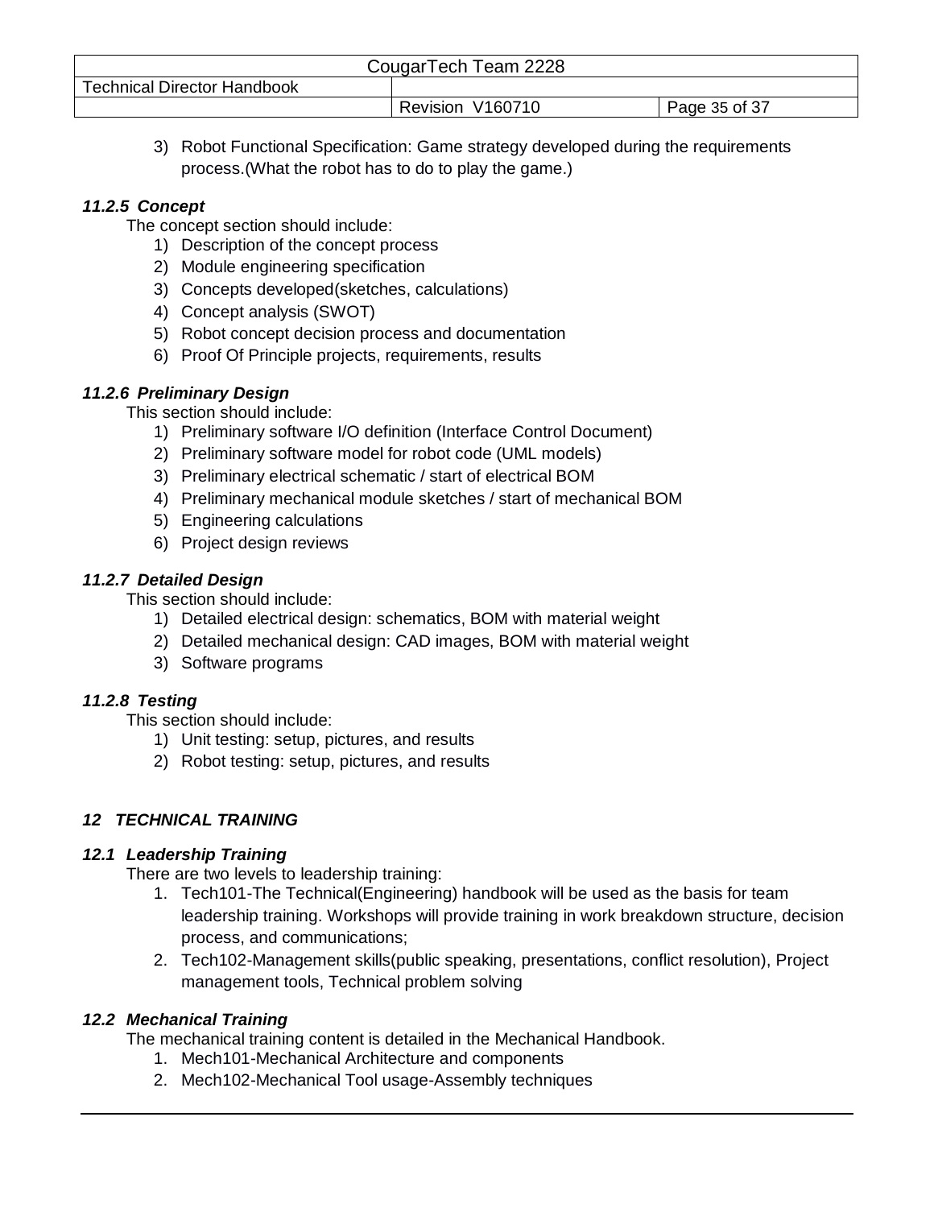3) Robot Functional Specification: Game strategy developed during the requirements process.(What the robot has to do to play the game.)

### *11.2.5 Concept*

The concept section should include:

1) Description of the concept process
2) Module engineering specification
3) Concepts developed(sketches, calculations)
4) Concept analysis (SWOT)
5) Robot concept decision process and documentation
6) Proof Of Principle projects, requirements, results

### *11.2.6 Preliminary Design*

This section should include:

1) Preliminary software I/O definition (Interface Control Document)
2) Preliminary software model for robot code (UML models)
3) Preliminary electrical schematic / start of electrical BOM
4) Preliminary mechanical module sketches / start of mechanical BOM
5) Engineering calculations
6) Project design reviews

### *11.2.7 Detailed Design*

This section should include:

1) Detailed electrical design: schematics, BOM with material weight
2) Detailed mechanical design: CAD images, BOM with material weight
3) Software programs

### *11.2.8 Testing*

This section should include:

1) Unit testing: setup, pictures, and results
2) Robot testing: setup, pictures, and results

# *12 TECHNICAL TRAINING*

## *12.1 Leadership Training*

There are two levels to leadership training:

1. Tech101-The Technical(Engineering) handbook will be used as the basis for team leadership training. Workshops will provide training in work breakdown structure, decision process, and communications;
2. Tech102-Management skills(public speaking, presentations, conflict resolution), Project management tools, Technical problem solving

## *12.2 Mechanical Training*

The mechanical training content is detailed in the Mechanical Handbook.

1. Mech101-Mechanical Architecture and components
2. Mech102-Mechanical Tool usage-Assembly techniques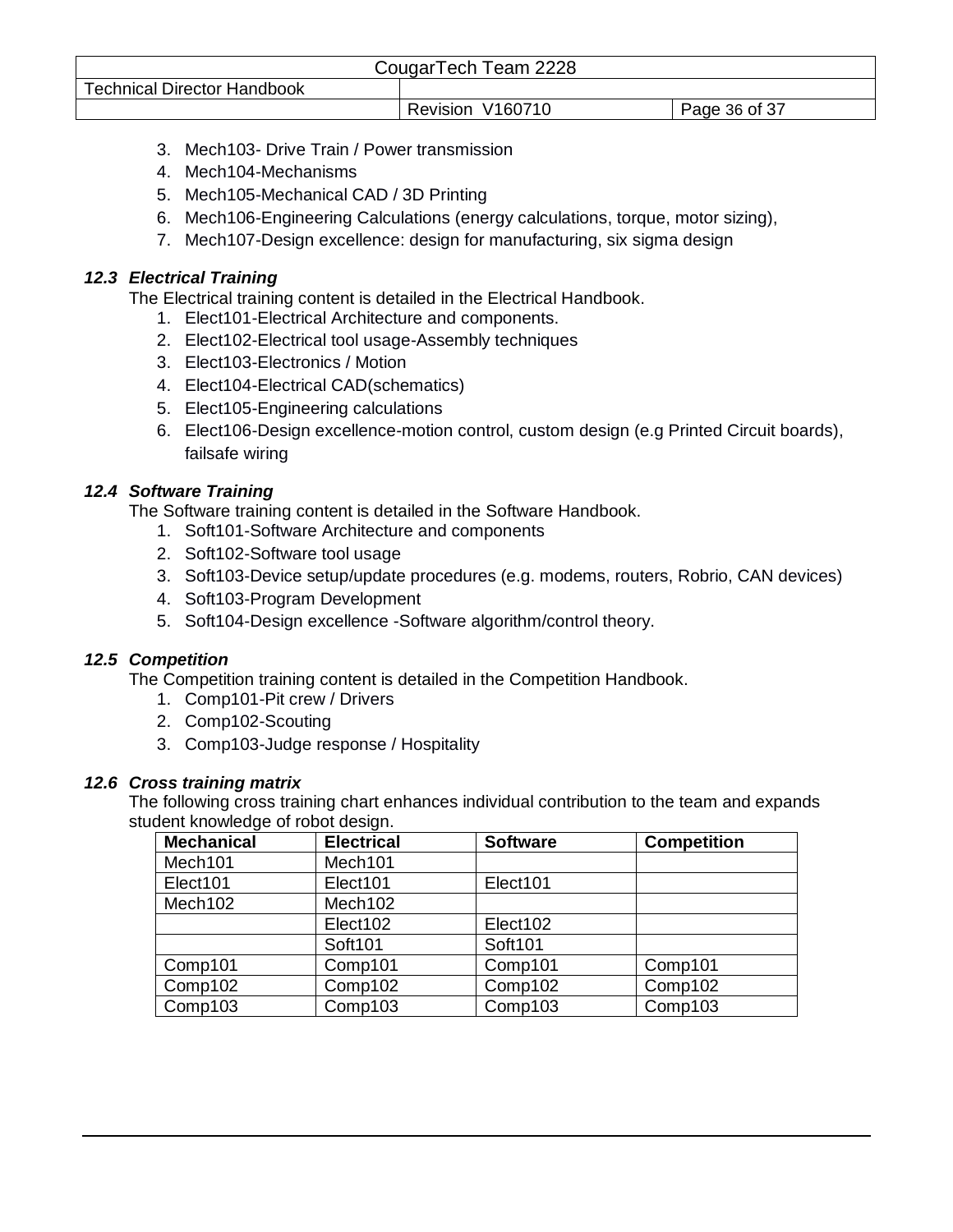3. Mech103- Drive Train / Power transmission
4. Mech104-Mechanisms
5. Mech105-Mechanical CAD / 3D Printing
6. Mech106-Engineering Calculations (energy calculations, torque, motor sizing),
7. Mech107-Design excellence: design for manufacturing, six sigma design

### *12.3 Electrical Training*

The Electrical training content is detailed in the Electrical Handbook.

1. Elect101-Electrical Architecture and components.
2. Elect102-Electrical tool usage-Assembly techniques
3. Elect103-Electronics / Motion
4. Elect104-Electrical CAD(schematics)
5. Elect105-Engineering calculations
6. Elect106-Design excellence-motion control, custom design (e.g Printed Circuit boards), failsafe wiring

### *12.4 Software Training*

The Software training content is detailed in the Software Handbook.

1. Soft101-Software Architecture and components
2. Soft102-Software tool usage
3. Soft103-Device setup/update procedures (e.g. modems, routers, Robrio, CAN devices)
4. Soft103-Program Development
5. Soft104-Design excellence -Software algorithm/control theory.

### *12.5 Competition*

The Competition training content is detailed in the Competition Handbook.

1. Comp101-Pit crew / Drivers
2. Comp102-Scouting
3. Comp103-Judge response / Hospitality

### *12.6 Cross training matrix*

The following cross training chart enhances individual contribution to the team and expands student knowledge of robot design.

| Mechanical | Electrical | Software | Competition |
|---|---|---|---|
| Mech101 | Mech101 | | |
| Elect101 | Elect101 | Elect101 | |
| Mech102 | Mech102 | | |
| | Elect102 | Elect102 | |
| | Soft101 | Soft101 | |
| Comp101 | Comp101 | Comp101 | Comp101 |
| Comp102 | Comp102 | Comp102 | Comp102 |
| Comp103 | Comp103 | Comp103 | Comp103 |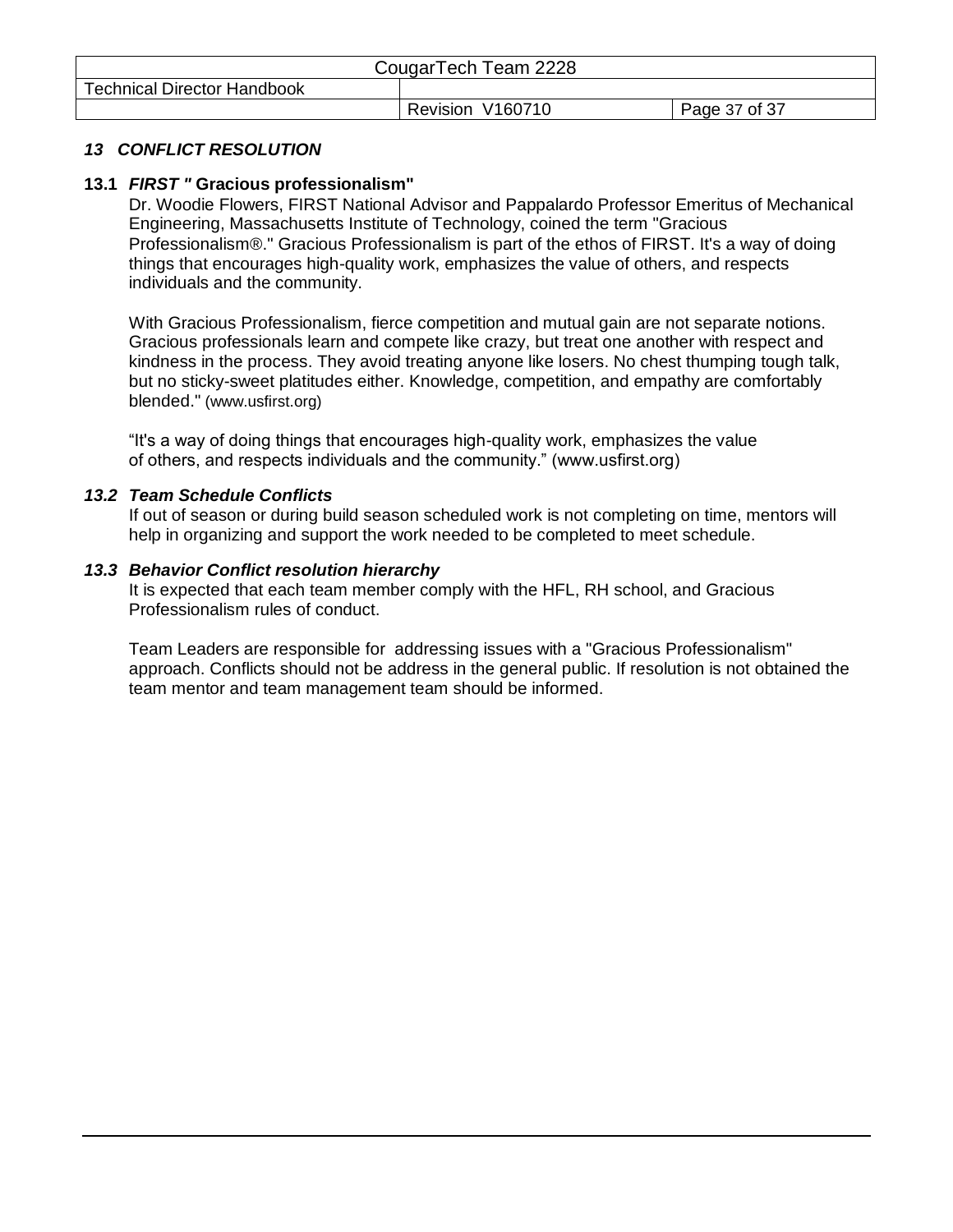## *13 CONFLICT RESOLUTION*

### 13.1 *FIRST "* Gracious professionalism"

Dr. Woodie Flowers, FIRST National Advisor and Pappalardo Professor Emeritus of Mechanical Engineering, Massachusetts Institute of Technology, coined the term "Gracious Professionalism®." Gracious Professionalism is part of the ethos of FIRST. It's a way of doing things that encourages high-quality work, emphasizes the value of others, and respects individuals and the community.

With Gracious Professionalism, fierce competition and mutual gain are not separate notions. Gracious professionals learn and compete like crazy, but treat one another with respect and kindness in the process. They avoid treating anyone like losers. No chest thumping tough talk, but no sticky-sweet platitudes either. Knowledge, competition, and empathy are comfortably blended." (www.usfirst.org)

“It's a way of doing things that encourages high-quality work, emphasizes the value of others, and respects individuals and the community.” (www.usfirst.org)

### *13.2 Team Schedule Conflicts*

If out of season or during build season scheduled work is not completing on time, mentors will help in organizing and support the work needed to be completed to meet schedule.

### *13.3 Behavior Conflict resolution hierarchy*

It is expected that each team member comply with the HFL, RH school, and Gracious Professionalism rules of conduct.

Team Leaders are responsible for  addressing issues with a "Gracious Professionalism" approach. Conflicts should not be address in the general public. If resolution is not obtained the team mentor and team management team should be informed.